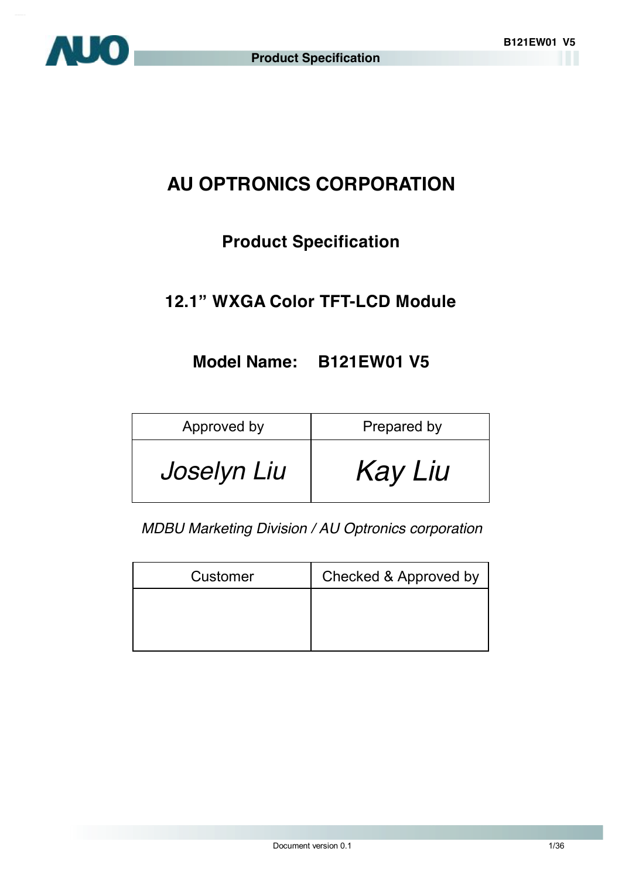# AU OPTRONICS CORPORATION

## Product Specification

## 12.1" WXGA Color TFT-LCD Module

## Model Name: B121EW01 V5

| Approved by | Prepared by |
|---|---|
| *Joselyn Liu* | *Kay Liu* |

*MDBU Marketing Division / AU Optronics corporation*

| Customer | Checked & Approved by |
|---|---|
| | |

Document version 0.1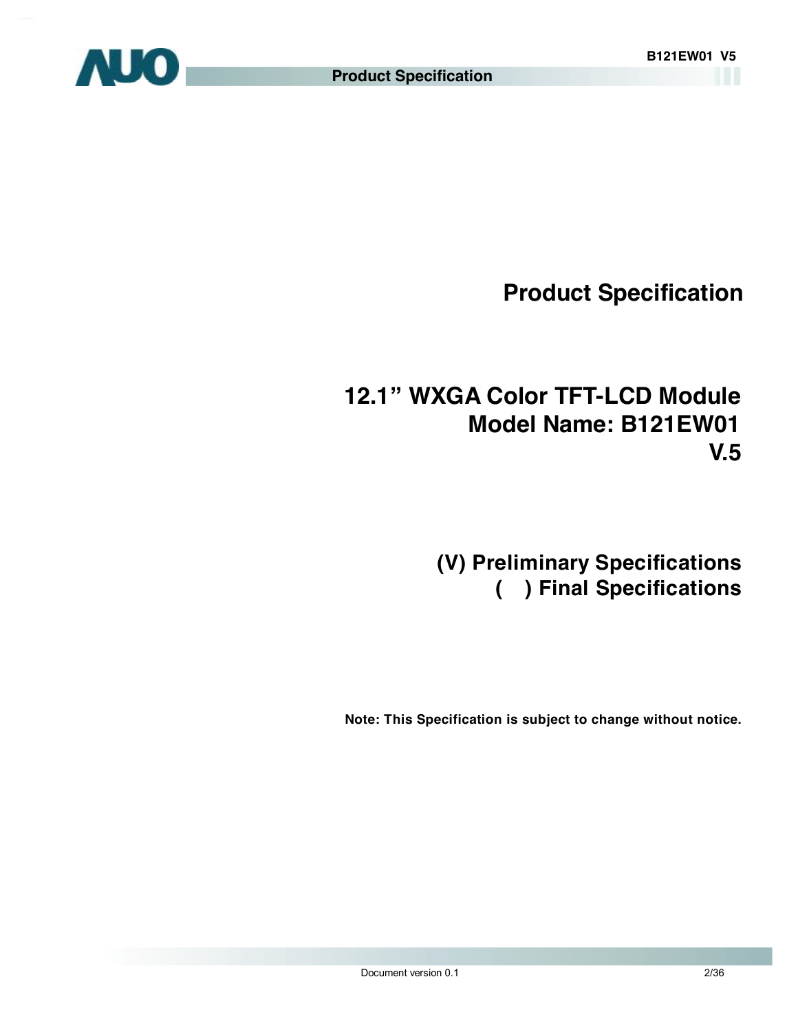# Product Specification

## 12.1” WXGA Color TFT-LCD Module
## Model Name: B121EW01 V.5

**(V) Preliminary Specifications**
**( ) Final Specifications**

**Note: This Specification is subject to change without notice.**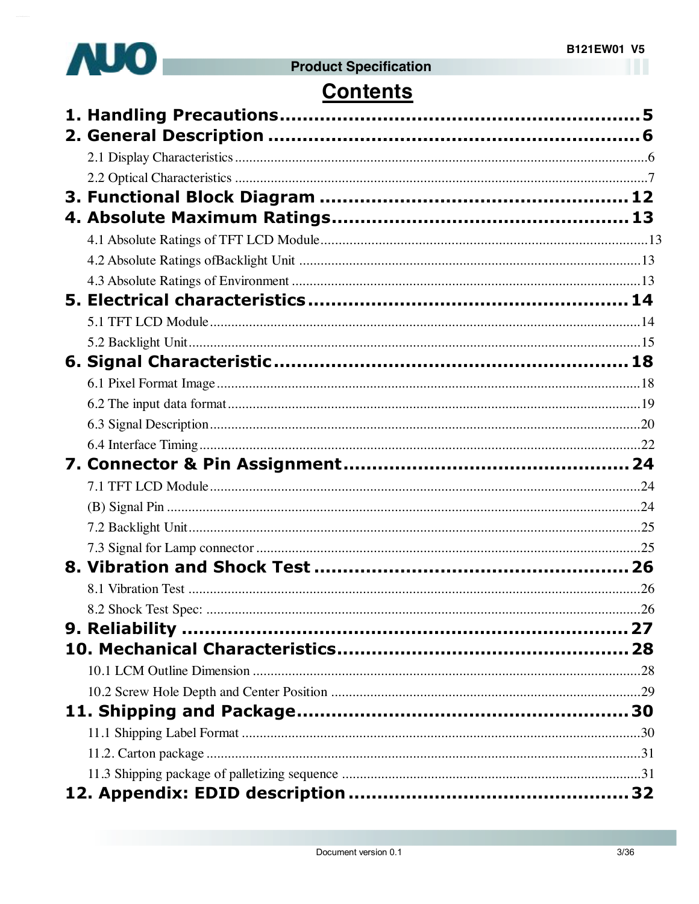# Contents

**1. Handling Precautions....................................................5**

**2. General Description ....................................................6**

- 2.1 Display Characteristics ....................................................6
- 2.2 Optical Characteristics ....................................................7

**3. Functional Block Diagram ....................................................12**

**4. Absolute Maximum Ratings....................................................13**

- 4.1 Absolute Ratings of TFT LCD Module....................................................13
- 4.2 Absolute Ratings ofBacklight Unit ....................................................13
- 4.3 Absolute Ratings of Environment ....................................................13

**5. Electrical characteristics....................................................14**

- 5.1 TFT LCD Module....................................................14
- 5.2 Backlight Unit....................................................15

**6. Signal Characteristic....................................................18**

- 6.1 Pixel Format Image....................................................18
- 6.2 The input data format....................................................19
- 6.3 Signal Description....................................................20
- 6.4 Interface Timing....................................................22

**7. Connector & Pin Assignment....................................................24**

- 7.1 TFT LCD Module....................................................24
- (B) Signal Pin ....................................................24
- 7.2 Backlight Unit....................................................25
- 7.3 Signal for Lamp connector ....................................................25

**8. Vibration and Shock Test ....................................................26**

- 8.1 Vibration Test ....................................................26
- 8.2 Shock Test Spec: ....................................................26

**9. Reliability ....................................................27**

**10. Mechanical Characteristics....................................................28**

- 10.1 LCM Outline Dimension ....................................................28
- 10.2 Screw Hole Depth and Center Position ....................................................29

**11. Shipping and Package....................................................30**

- 11.1 Shipping Label Format ....................................................30
- 11.2. Carton package ....................................................31
- 11.3 Shipping package of palletizing sequence ....................................................31

**12. Appendix: EDID description ....................................................32**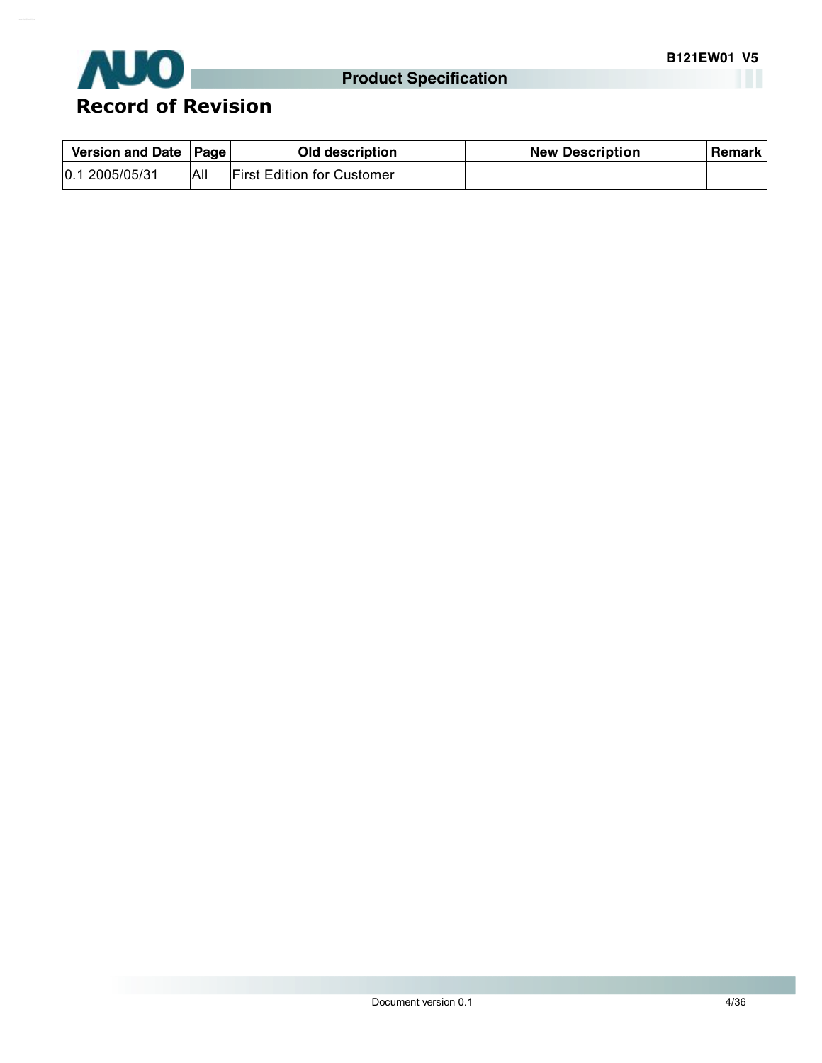# Record of Revision

| Version and Date | Page | Old description | New Description | Remark |
|---|---|---|---|---|
| 0.1 2005/05/31 | All | First Edition for Customer | | |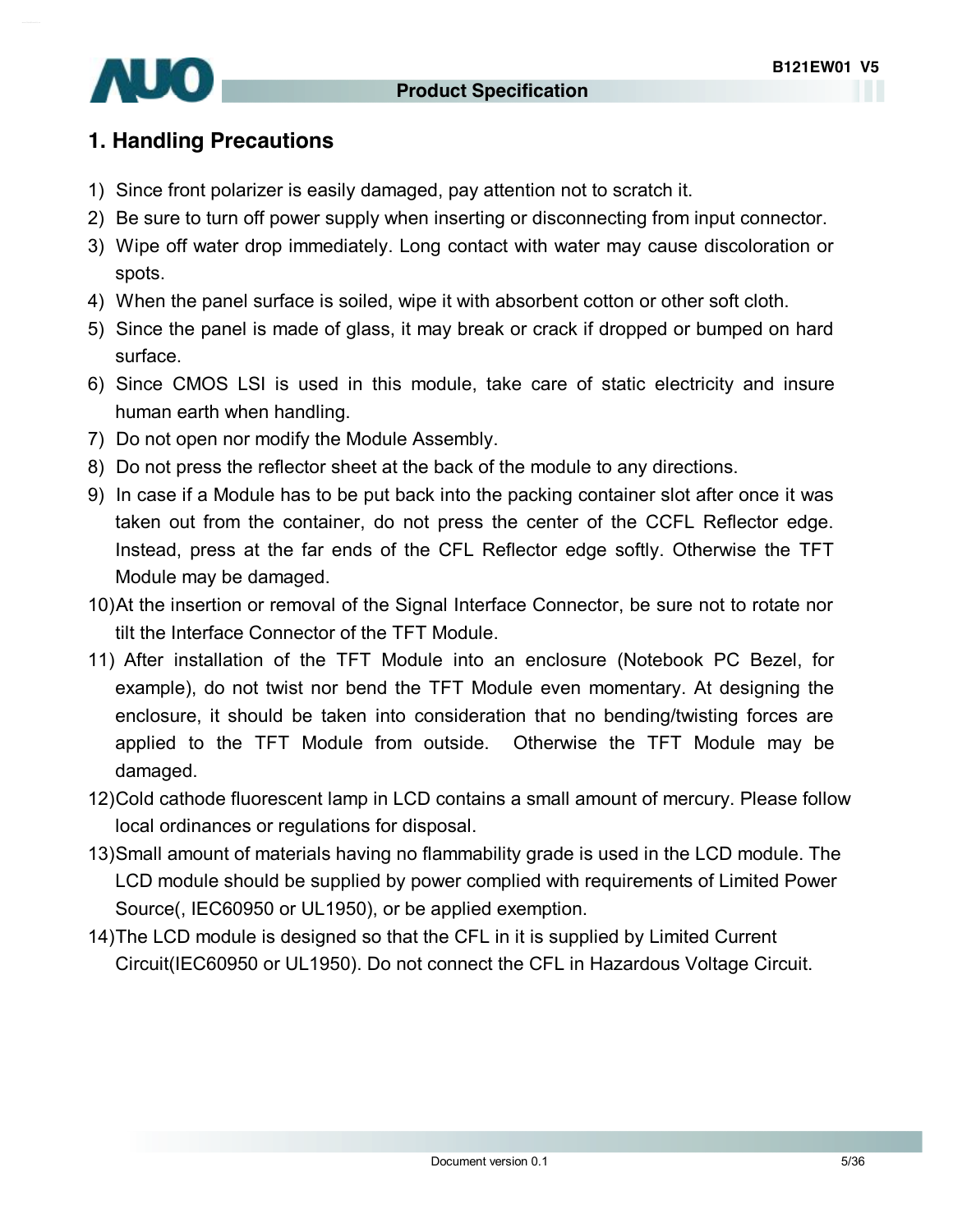# 1. Handling Precautions

1) Since front polarizer is easily damaged, pay attention not to scratch it.
2) Be sure to turn off power supply when inserting or disconnecting from input connector.
3) Wipe off water drop immediately. Long contact with water may cause discoloration or spots.
4) When the panel surface is soiled, wipe it with absorbent cotton or other soft cloth.
5) Since the panel is made of glass, it may break or crack if dropped or bumped on hard surface.
6) Since CMOS LSI is used in this module, take care of static electricity and insure human earth when handling.
7) Do not open nor modify the Module Assembly.
8) Do not press the reflector sheet at the back of the module to any directions.
9) In case if a Module has to be put back into the packing container slot after once it was taken out from the container, do not press the center of the CCFL Reflector edge. Instead, press at the far ends of the CFL Reflector edge softly. Otherwise the TFT Module may be damaged.
10) At the insertion or removal of the Signal Interface Connector, be sure not to rotate nor tilt the Interface Connector of the TFT Module.
11) After installation of the TFT Module into an enclosure (Notebook PC Bezel, for example), do not twist nor bend the TFT Module even momentary. At designing the enclosure, it should be taken into consideration that no bending/twisting forces are applied to the TFT Module from outside. Otherwise the TFT Module may be damaged.
12) Cold cathode fluorescent lamp in LCD contains a small amount of mercury. Please follow local ordinances or regulations for disposal.
13) Small amount of materials having no flammability grade is used in the LCD module. The LCD module should be supplied by power complied with requirements of Limited Power Source(, IEC60950 or UL1950), or be applied exemption.
14) The LCD module is designed so that the CFL in it is supplied by Limited Current Circuit(IEC60950 or UL1950). Do not connect the CFL in Hazardous Voltage Circuit.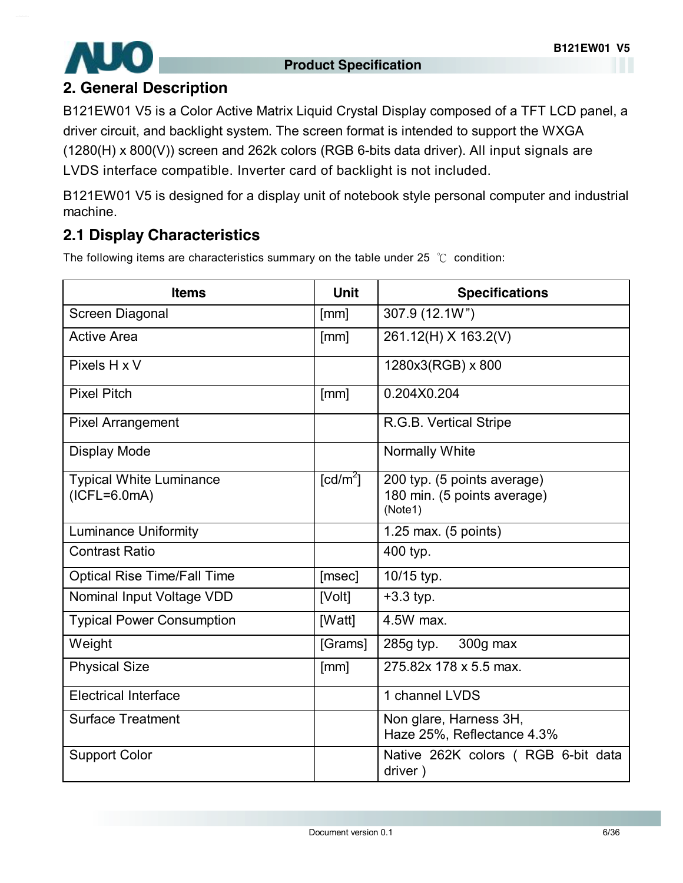## 2. General Description

B121EW01 V5 is a Color Active Matrix Liquid Crystal Display composed of a TFT LCD panel, a driver circuit, and backlight system. The screen format is intended to support the WXGA (1280(H) x 800(V)) screen and 262k colors (RGB 6-bits data driver). All input signals are LVDS interface compatible. Inverter card of backlight is not included.

B121EW01 V5 is designed for a display unit of notebook style personal computer and industrial machine.

### 2.1 Display Characteristics

The following items are characteristics summary on the table under 25 ℃ condition:

| Items | Unit | Specifications |
|---|---|---|
| Screen Diagonal | [mm] | 307.9 (12.1W") |
| Active Area | [mm] | 261.12(H) X 163.2(V) |
| Pixels H x V | | 1280x3(RGB) x 800 |
| Pixel Pitch | [mm] | 0.204X0.204 |
| Pixel Arrangement | | R.G.B. Vertical Stripe |
| Display Mode | | Normally White |
| Typical White Luminance (ICFL=6.0mA) | [cd/$m^2$] | 200 typ. (5 points average)<br>180 min. (5 points average)<br>(Note1) |
| Luminance Uniformity | | 1.25 max. (5 points) |
| Contrast Ratio | | 400 typ. |
| Optical Rise Time/Fall Time | [msec] | 10/15 typ. |
| Nominal Input Voltage VDD | [Volt] | +3.3 typ. |
| Typical Power Consumption | [Watt] | 4.5W max. |
| Weight | [Grams] | 285g typ. 300g max |
| Physical Size | [mm] | 275.82x 178 x 5.5 max. |
| Electrical Interface | | 1 channel LVDS |
| Surface Treatment | | Non glare, Harness 3H,<br>Haze 25%, Reflectance 4.3% |
| Support Color | | Native 262K colors ( RGB 6-bit data driver ) |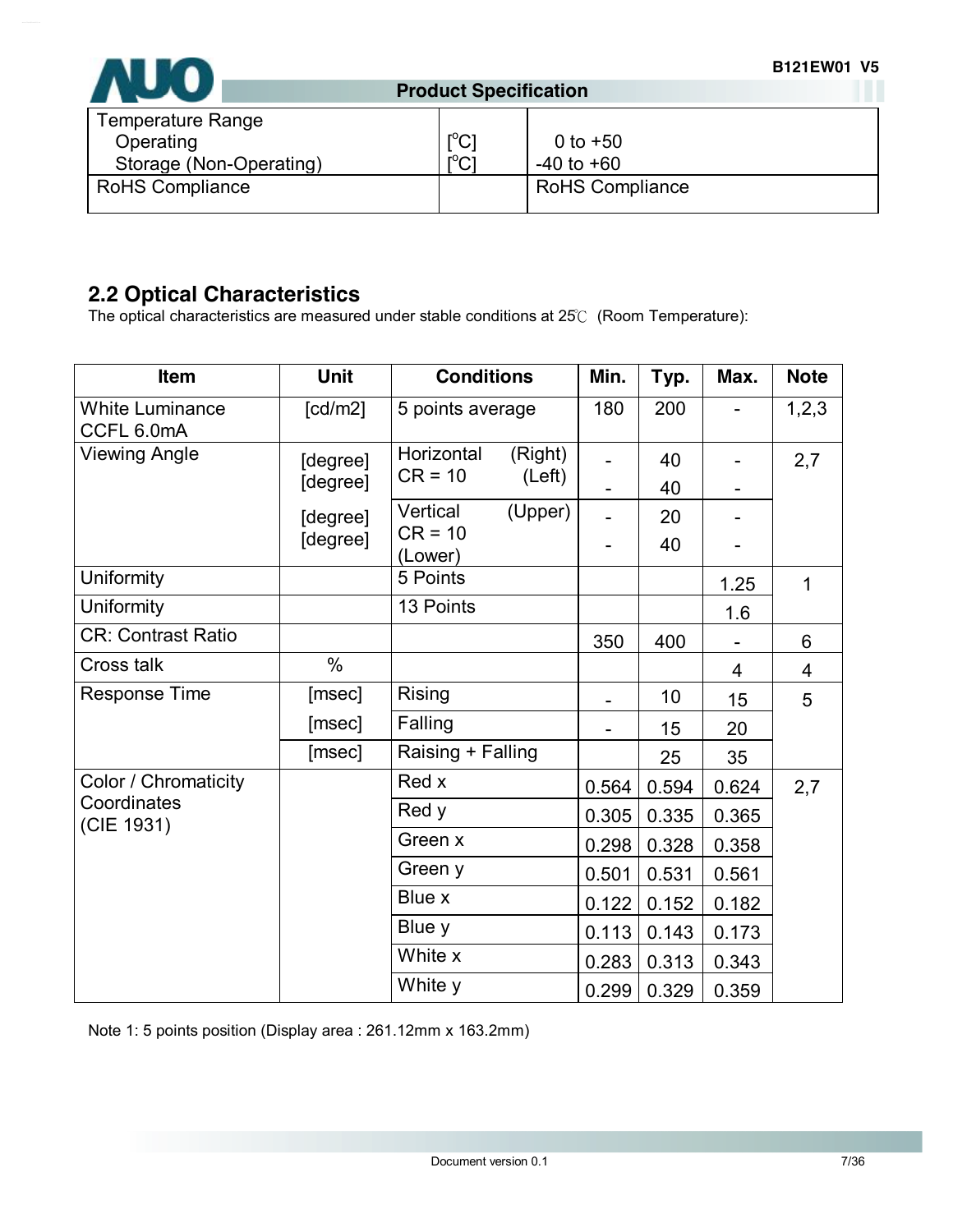| Temperature Range | | |
|---|---|---|
| Operating | [°C] | 0 to +50 |
| Storage (Non-Operating) | [°C] | -40 to +60 |
| RoHS Compliance | | RoHS Compliance |

## 2.2 Optical Characteristics

The optical characteristics are measured under stable conditions at 25℃ (Room Temperature):

| Item | Unit | Conditions | Min. | Typ. | Max. | Note |
|---|---|---|---|---|---|---|
| White Luminance CCFL 6.0mA | [cd/m2] | 5 points average | 180 | 200 | - | 1,2,3 |
| Viewing Angle | [degree] | Horizontal (Right) CR = 10 | - | 40 | - | 2,7 |
| | [degree] | (Left) | - | 40 | - | |
| | [degree] | Vertical (Upper) CR = 10 | - | 20 | - | |
| | [degree] | (Lower) | - | 40 | - | |
| Uniformity | | 5 Points | | | 1.25 | 1 |
| Uniformity | | 13 Points | | | 1.6 | |
| CR: Contrast Ratio | | | 350 | 400 | - | 6 |
| Cross talk | % | | | | 4 | 4 |
| Response Time | [msec] | Rising | - | 10 | 15 | 5 |
| | [msec] | Falling | - | 15 | 20 | |
| | [msec] | Raising + Falling | | 25 | 35 | |
| Color / Chromaticity Coordinates (CIE 1931) | | Red x | 0.564 | 0.594 | 0.624 | 2,7 |
| | | Red y | 0.305 | 0.335 | 0.365 | |
| | | Green x | 0.298 | 0.328 | 0.358 | |
| | | Green y | 0.501 | 0.531 | 0.561 | |
| | | Blue x | 0.122 | 0.152 | 0.182 | |
| | | Blue y | 0.113 | 0.143 | 0.173 | |
| | | White x | 0.283 | 0.313 | 0.343 | |
| | | White y | 0.299 | 0.329 | 0.359 | |

Note 1: 5 points position (Display area : 261.12mm x 163.2mm)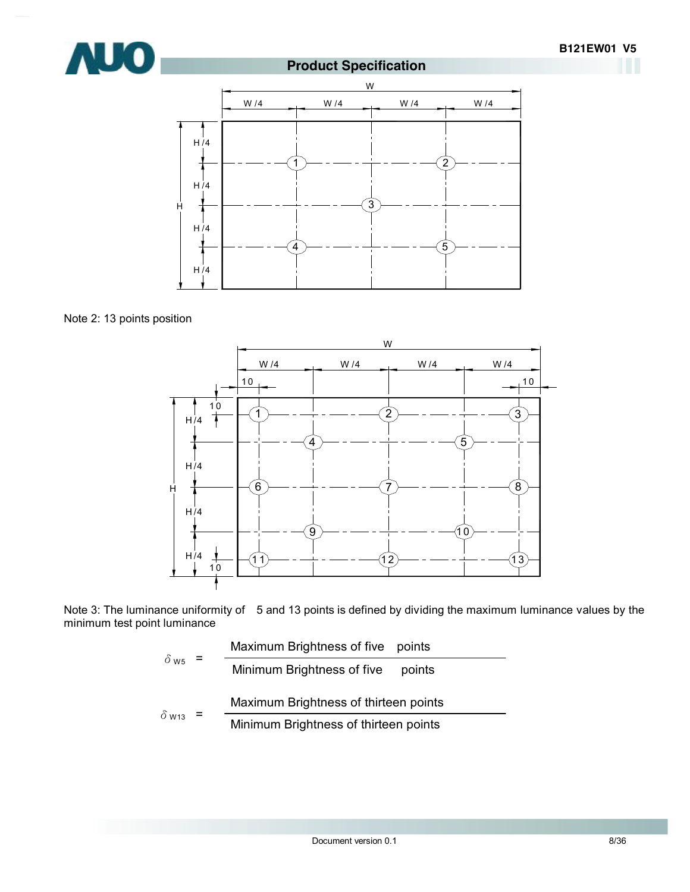Note 2: 13 points position

Note 3: The luminance uniformity of 5 and 13 points is defined by dividing the maximum luminance values by the minimum test point luminance

$$\delta_{W5} = \frac{\text{Maximum Brightness of five points}}{\text{Minimum Brightness of five points}}$$

$$\delta_{W13} = \frac{\text{Maximum Brightness of thirteen points}}{\text{Minimum Brightness of thirteen points}}$$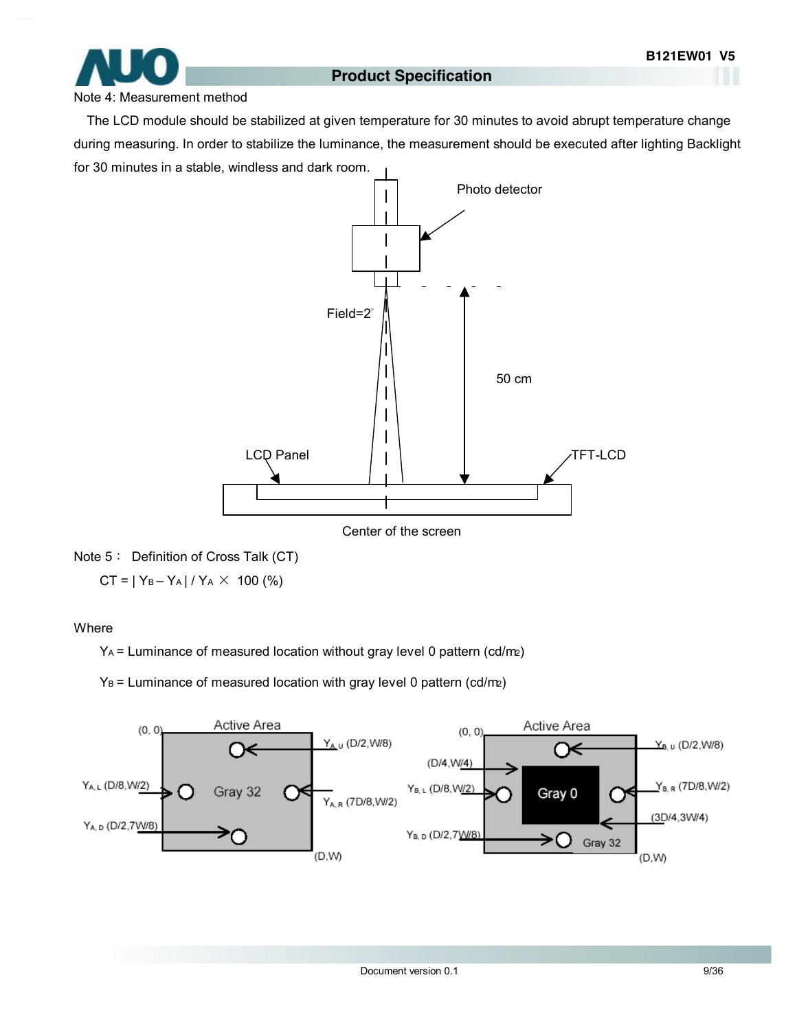Note 4: Measurement method

The LCD module should be stabilized at given temperature for 30 minutes to avoid abrupt temperature change during measuring. In order to stabilize the luminance, the measurement should be executed after lighting Backlight for 30 minutes in a stable, windless and dark room.

Photo detector

Field=2°

50 cm

LCD Panel

TFT-LCD

Center of the screen

Note 5： Definition of Cross Talk (CT)

$$CT = | Y_B – Y_A | / Y_A \times 100\ (\%)$$

Where

$Y_A$ = Luminance of measured location without gray level 0 pattern (cd/m2)

$Y_B$ = Luminance of measured location with gray level 0 pattern (cd/m2)

Active Area

(0, 0)

$Y_{A, U}$ (D/2,W/8)

$Y_{A, L}$ (D/8,W/2)

Gray 32

$Y_{A, R}$ (7D/8,W/2)

$Y_{A, D}$ (D/2,7W/8)

(D,W)

Active Area

(0, 0)

$Y_{B, U}$ (D/2,W/8)

(D/4,W/4)

$Y_{B, L}$ (D/8,W/2)

Gray 0

$Y_{B, R}$ (7D/8,W/2)

(3D/4,3W/4)

$Y_{B, D}$ (D/2,7W/8)

Gray 32

(D,W)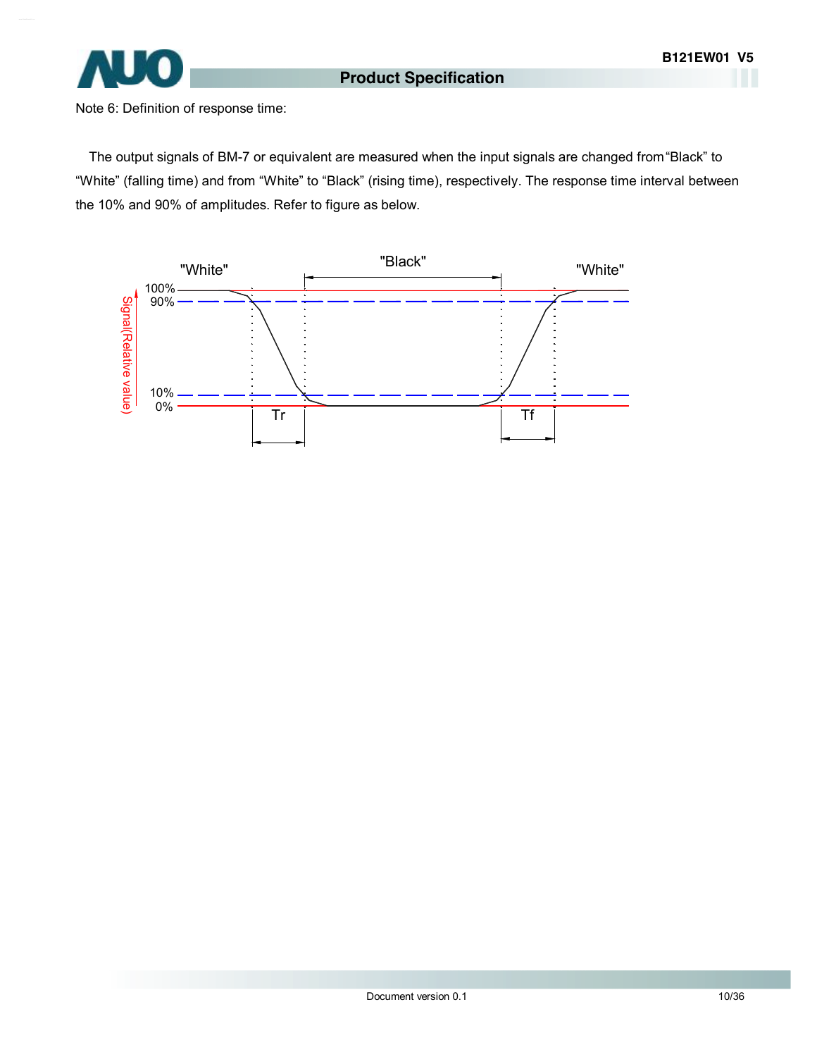Note 6: Definition of response time:

The output signals of BM-7 or equivalent are measured when the input signals are changed from "Black" to "White" (falling time) and from "White" to "Black" (rising time), respectively. The response time interval between the 10% and 90% of amplitudes. Refer to figure as below.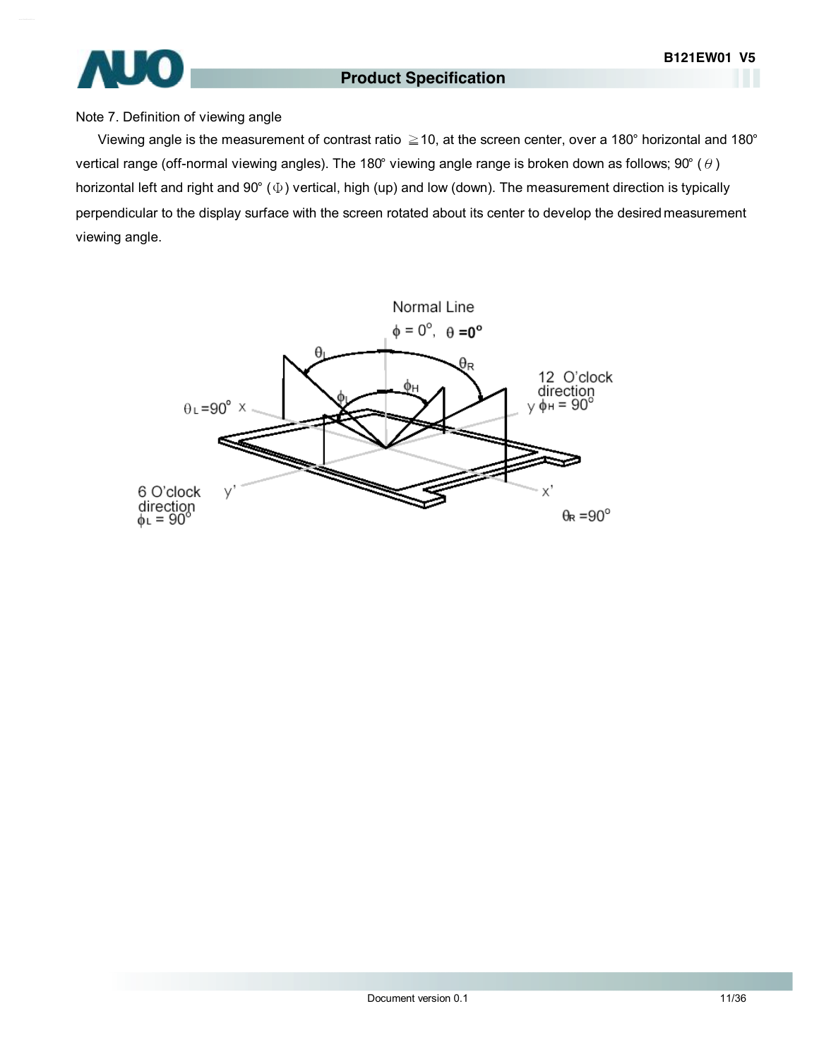Note 7. Definition of viewing angle

Viewing angle is the measurement of contrast ratio ≧10, at the screen center, over a 180° horizontal and 180° vertical range (off-normal viewing angles). The 180° viewing angle range is broken down as follows; 90° ($\theta$) horizontal left and right and 90° ($\Phi$) vertical, high (up) and low (down). The measurement direction is typically perpendicular to the display surface with the screen rotated about its center to develop the desired measurement viewing angle.

Normal Line

$\phi = 0°$, $\theta = 0°$

$\theta_L = 90°$ x

12 O'clock direction

y $\phi_H = 90°$

6 O'clock direction

$\phi_L = 90°$

y'

x'

$\theta_R = 90°$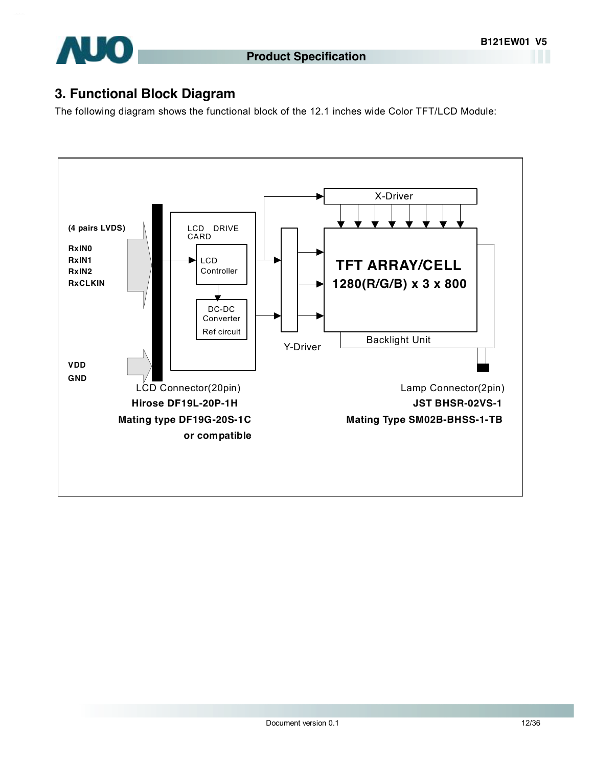## 3. Functional Block Diagram

The following diagram shows the functional block of the 12.1 inches wide Color TFT/LCD Module:

(4 pairs LVDS)

RxIN0
RxIN1
RxIN2
RxCLKIN

VDD
GND

LCD DRIVE CARD

LCD Controller

DC-DC Converter
Ref circuit

X-Driver

Y-Driver

**TFT ARRAY/CELL**
**1280(R/G/B) x 3 x 800**

Backlight Unit

LCD Connector(20pin)
**Hirose DF19L-20P-1H**
**Mating type DF19G-20S-1C**
**or compatible**

Lamp Connector(2pin)
**JST BHSR-02VS-1**
**Mating Type SM02B-BHSS-1-TB**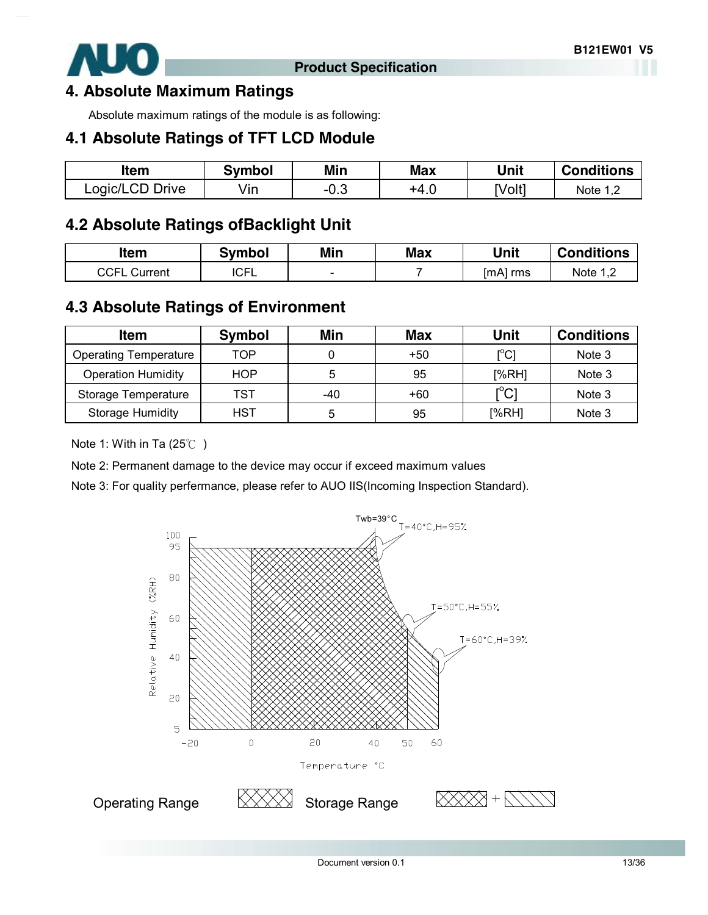# 4. Absolute Maximum Ratings

Absolute maximum ratings of the module is as following:

## 4.1 Absolute Ratings of TFT LCD Module

| Item | Symbol | Min | Max | Unit | Conditions |
|---|---|---|---|---|---|
| Logic/LCD Drive | Vin | -0.3 | +4.0 | [Volt] | Note 1,2 |

## 4.2 Absolute Ratings ofBacklight Unit

| Item | Symbol | Min | Max | Unit | Conditions |
|---|---|---|---|---|---|
| CCFL Current | ICFL | - | 7 | [mA] rms | Note 1,2 |

## 4.3 Absolute Ratings of Environment

| Item | Symbol | Min | Max | Unit | Conditions |
|---|---|---|---|---|---|
| Operating Temperature | TOP | 0 | +50 | [$^{o}$C] | Note 3 |
| Operation Humidity | HOP | 5 | 95 | [%RH] | Note 3 |
| Storage Temperature | TST | -40 | +60 | [$^{o}$C] | Note 3 |
| Storage Humidity | HST | 5 | 95 | [%RH] | Note 3 |

Note 1: With in Ta (25℃ )

Note 2: Permanent damage to the device may occur if exceed maximum values

Note 3: For quality perfermance, please refer to AUO IIS(Incoming Inspection Standard).

Twb=39°C

T=40°C,H=95%

T=50°C,H=55%

T=60°C,H=39%

Relative Humidity (%RH)

Temperature °C

Operating Range

Storage Range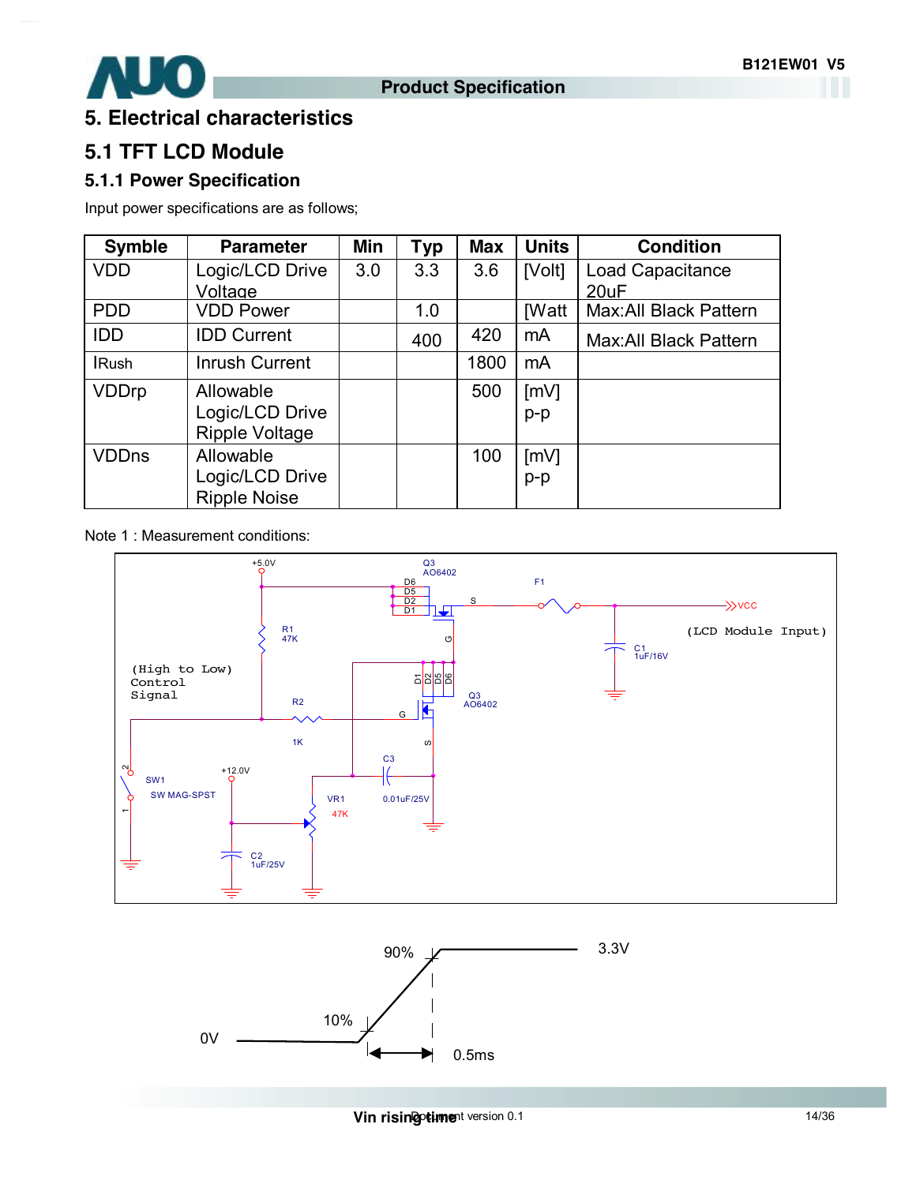# 5. Electrical characteristics

## 5.1 TFT LCD Module

### 5.1.1 Power Specification

Input power specifications are as follows;

| Symble | Parameter | Min | Typ | Max | Units | Condition |
|---|---|---|---|---|---|---|
| VDD | Logic/LCD Drive Voltage | 3.0 | 3.3 | 3.6 | [Volt] | Load Capacitance 20uF |
| PDD | VDD Power | | 1.0 | | [Watt | Max:All Black Pattern |
| IDD | IDD Current | | 400 | 420 | mA | Max:All Black Pattern |
| IRush | Inrush Current | | | 1800 | mA | |
| VDDrp | Allowable Logic/LCD Drive Ripple Voltage | | | 500 | [mV] p-p | |
| VDDns | Allowable Logic/LCD Drive Ripple Noise | | | 100 | [mV] p-p | |

Note 1 : Measurement conditions:

Vin rising time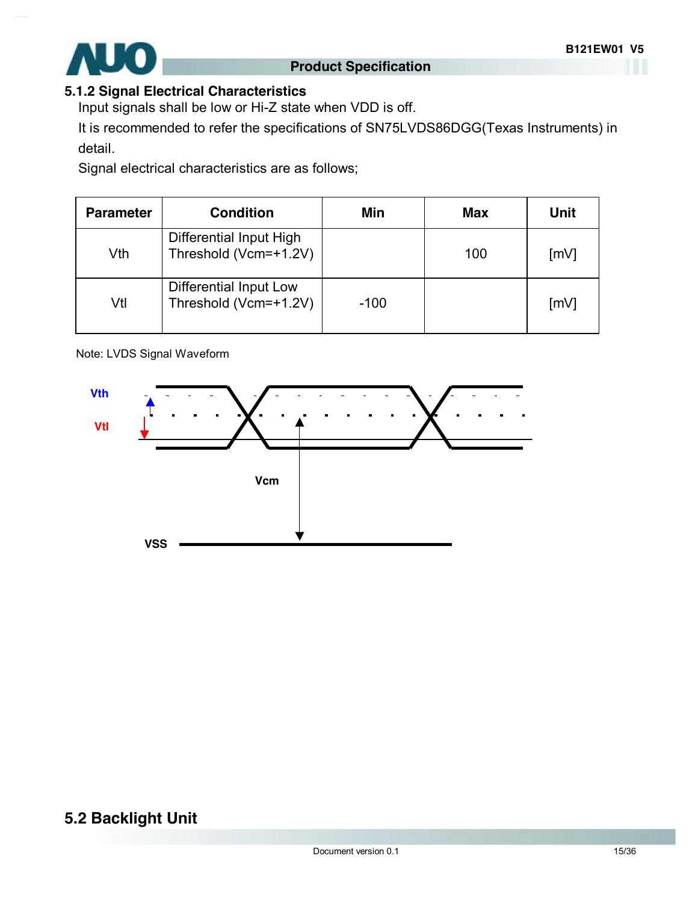### 5.1.2 Signal Electrical Characteristics

Input signals shall be low or Hi-Z state when VDD is off.

It is recommended to refer the specifications of SN75LVDS86DGG(Texas Instruments) in detail.

Signal electrical characteristics are as follows;

| Parameter | Condition | Min | Max | Unit |
|---|---|---|---|---|
| Vth | Differential Input High Threshold (Vcm=+1.2V) | | 100 | [mV] |
| Vtl | Differential Input Low Threshold (Vcm=+1.2V) | -100 | | [mV] |

Note: LVDS Signal Waveform

## 5.2 Backlight Unit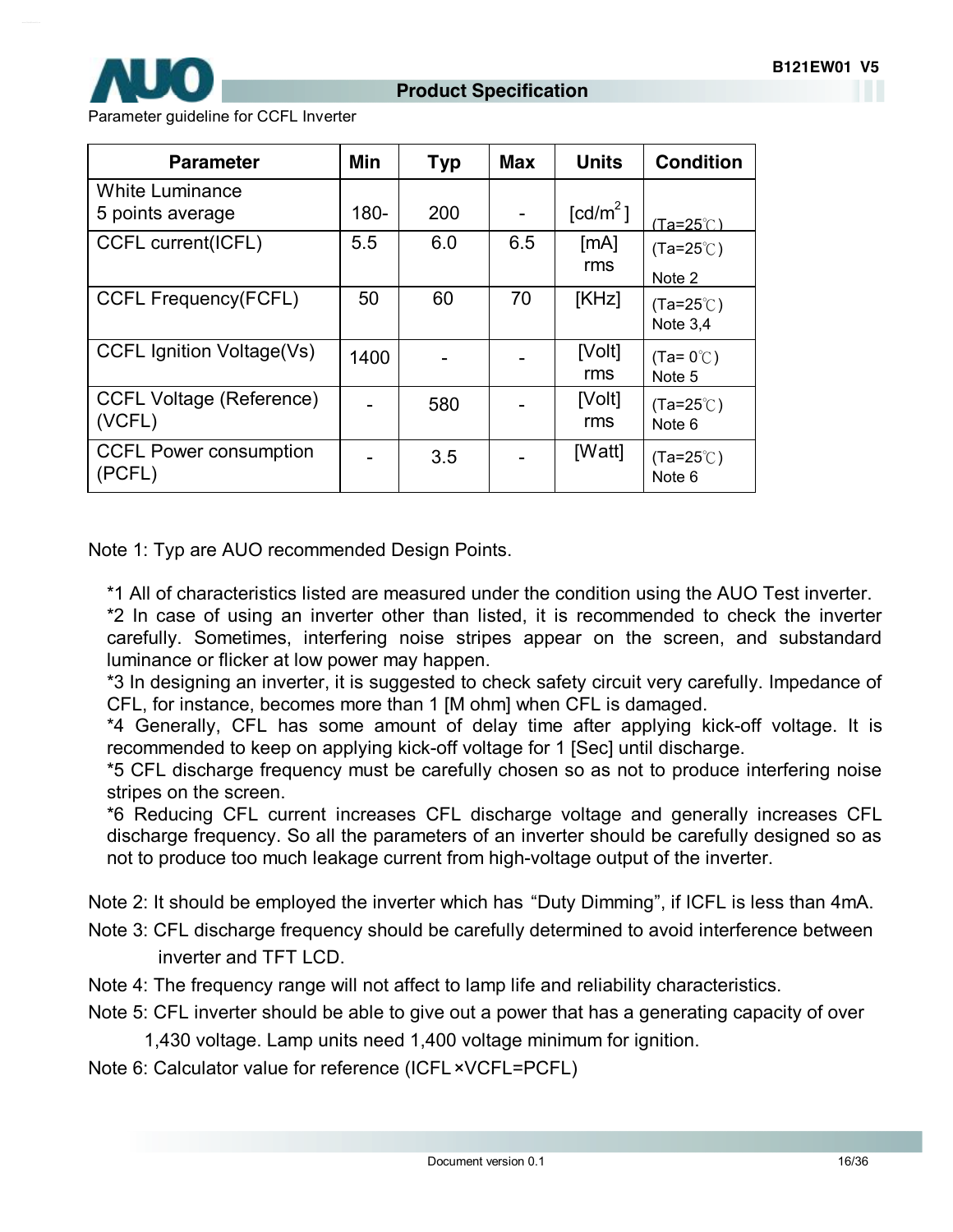Parameter guideline for CCFL Inverter

| Parameter | Min | Typ | Max | Units | Condition |
|---|---|---|---|---|---|
| White Luminance 5 points average | 180- | 200 | - | [cd/m$^2$] | (Ta=25℃) |
| CCFL current(ICFL) | 5.5 | 6.0 | 6.5 | [mA] rms | (Ta=25℃) Note 2 |
| CCFL Frequency(FCFL) | 50 | 60 | 70 | [KHz] | (Ta=25℃) Note 3,4 |
| CCFL Ignition Voltage(Vs) | 1400 | - | - | [Volt] rms | (Ta= 0℃) Note 5 |
| CCFL Voltage (Reference) (VCFL) | - | 580 | - | [Volt] rms | (Ta=25℃) Note 6 |
| CCFL Power consumption (PCFL) | - | 3.5 | - | [Watt] | (Ta=25℃) Note 6 |

Note 1: Typ are AUO recommended Design Points.

*1 All of characteristics listed are measured under the condition using the AUO Test inverter.
*2 In case of using an inverter other than listed, it is recommended to check the inverter carefully. Sometimes, interfering noise stripes appear on the screen, and substandard luminance or flicker at low power may happen.
*3 In designing an inverter, it is suggested to check safety circuit very carefully. Impedance of CFL, for instance, becomes more than 1 [M ohm] when CFL is damaged.
*4 Generally, CFL has some amount of delay time after applying kick-off voltage. It is recommended to keep on applying kick-off voltage for 1 [Sec] until discharge.
*5 CFL discharge frequency must be carefully chosen so as not to produce interfering noise stripes on the screen.
*6 Reducing CFL current increases CFL discharge voltage and generally increases CFL discharge frequency. So all the parameters of an inverter should be carefully designed so as not to produce too much leakage current from high-voltage output of the inverter.

Note 2: It should be employed the inverter which has "Duty Dimming", if ICFL is less than 4mA.

Note 3: CFL discharge frequency should be carefully determined to avoid interference between inverter and TFT LCD.

Note 4: The frequency range will not affect to lamp life and reliability characteristics.

Note 5: CFL inverter should be able to give out a power that has a generating capacity of over 1,430 voltage. Lamp units need 1,400 voltage minimum for ignition.

Note 6: Calculator value for reference (ICFL×VCFL=PCFL)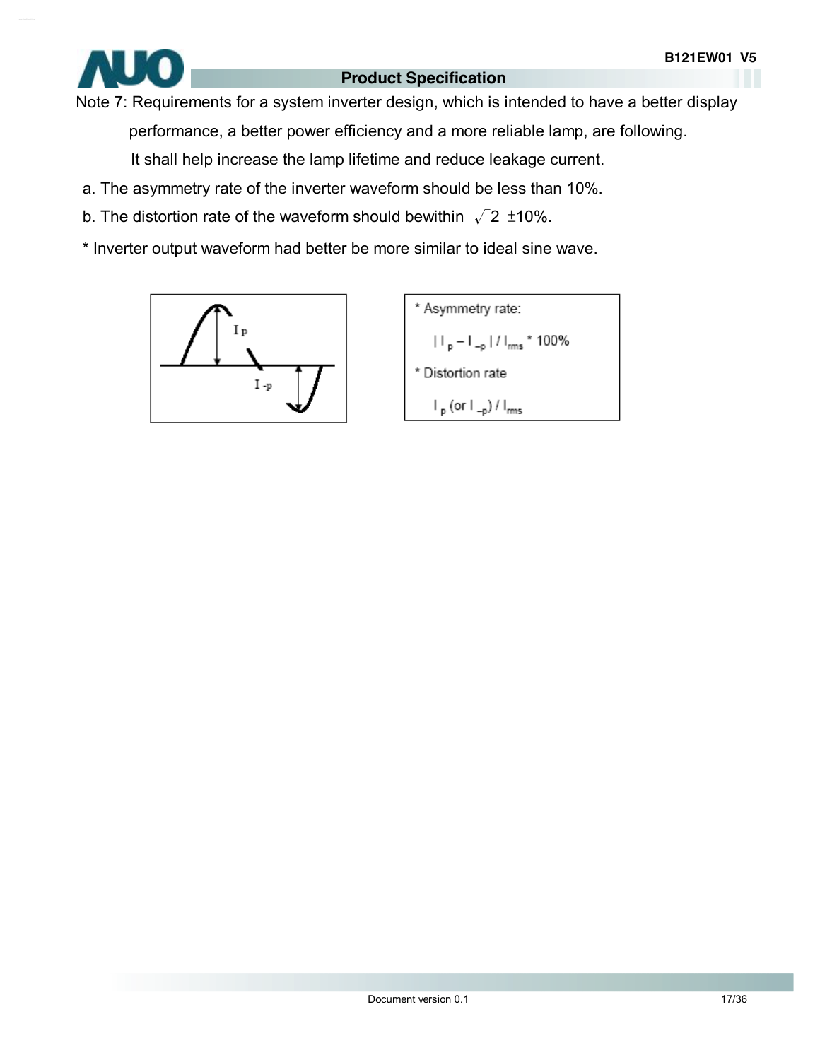Note 7: Requirements for a system inverter design, which is intended to have a better display performance, a better power efficiency and a more reliable lamp, are following. It shall help increase the lamp lifetime and reduce leakage current.

a. The asymmetry rate of the inverter waveform should be less than 10%.

b. The distortion rate of the waveform should bewithin $\sqrt{2}$ ±10%.

* Inverter output waveform had better be more similar to ideal sine wave.

* Asymmetry rate:

$| I_p - I_{-p} | / I_{rms} * 100\%$

* Distortion rate

$I_p$ (or $I_{-p}$) / $I_{rms}$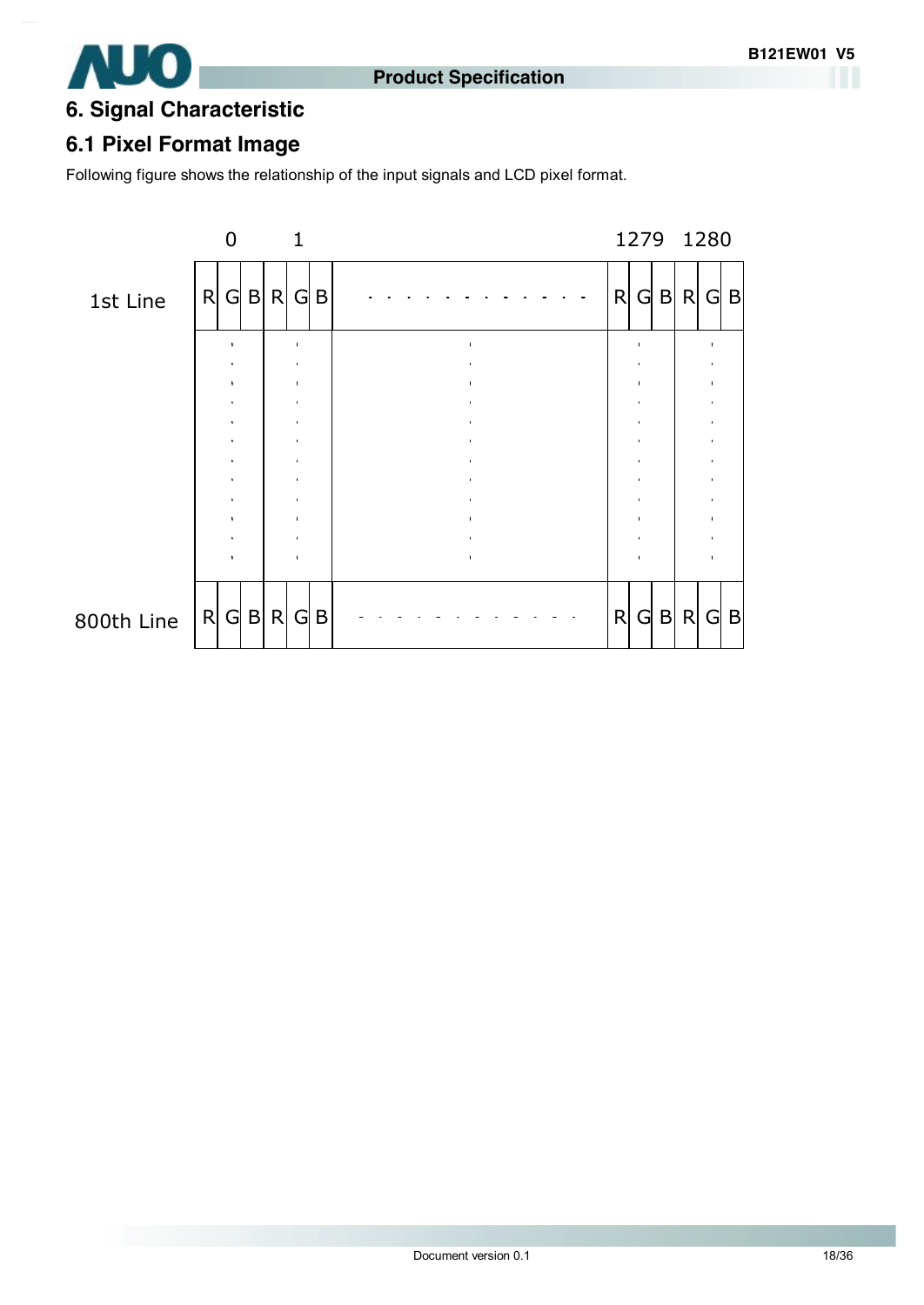## 6. Signal Characteristic

### 6.1 Pixel Format Image

Following figure shows the relationship of the input signals and LCD pixel format.

|  | 0 | | | 1 | | | | 1279 | | | 1280 | | |
|---|---|---|---|---|---|---|---|---|---|---|---|---|---|
| 1st Line | R | G | B | R | G | B | - - - - - - - - - - - - | R | G | B | R | G | B |
|  | . | | | . | | | . | . | | | . | | |
| 800th Line | R | G | B | R | G | B | - - - - - - - - - - - - | R | G | B | R | G | B |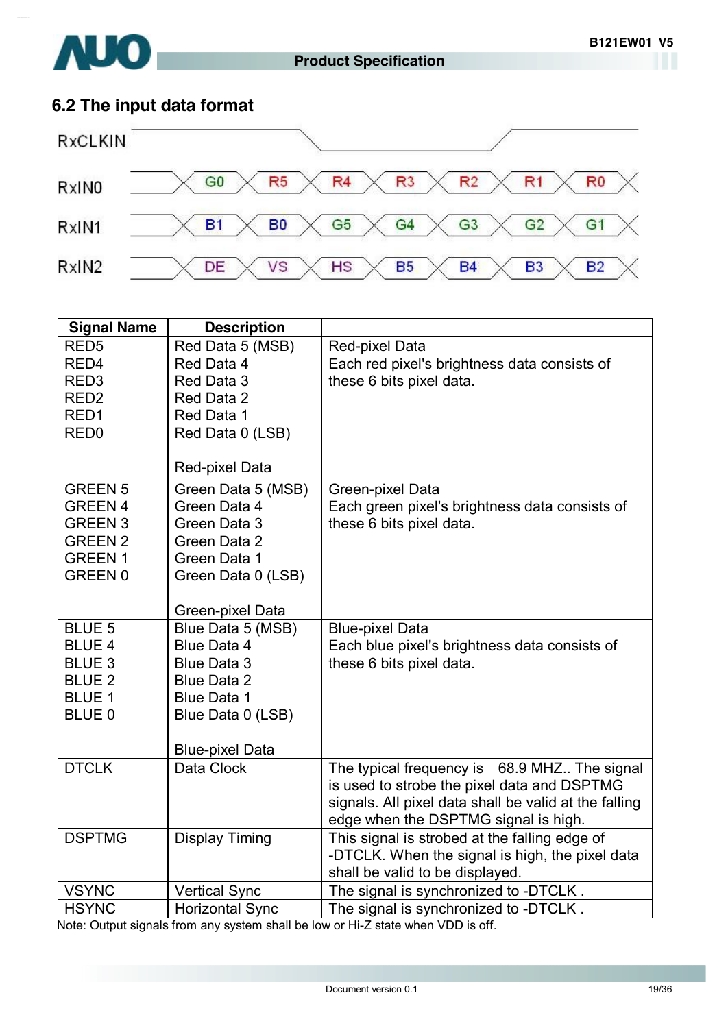## 6.2 The input data format

| | | | | | | | |
|---|---|---|---|---|---|---|---|
| RxCLKIN | | | | | | | |
| RxIN0 | G0 | R5 | R4 | R3 | R2 | R1 | R0 |
| RxIN1 | B1 | B0 | G5 | G4 | G3 | G2 | G1 |
| RxIN2 | DE | VS | HS | B5 | B4 | B3 | B2 |

| Signal Name | Description | |
|---|---|---|
| RED5<br>RED4<br>RED3<br>RED2<br>RED1<br>RED0 | Red Data 5 (MSB)<br>Red Data 4<br>Red Data 3<br>Red Data 2<br>Red Data 1<br>Red Data 0 (LSB)<br><br>Red-pixel Data | Red-pixel Data<br>Each red pixel's brightness data consists of these 6 bits pixel data. |
| GREEN 5<br>GREEN 4<br>GREEN 3<br>GREEN 2<br>GREEN 1<br>GREEN 0 | Green Data 5 (MSB)<br>Green Data 4<br>Green Data 3<br>Green Data 2<br>Green Data 1<br>Green Data 0 (LSB)<br><br>Green-pixel Data | Green-pixel Data<br>Each green pixel's brightness data consists of these 6 bits pixel data. |
| BLUE 5<br>BLUE 4<br>BLUE 3<br>BLUE 2<br>BLUE 1<br>BLUE 0 | Blue Data 5 (MSB)<br>Blue Data 4<br>Blue Data 3<br>Blue Data 2<br>Blue Data 1<br>Blue Data 0 (LSB)<br><br>Blue-pixel Data | Blue-pixel Data<br>Each blue pixel's brightness data consists of these 6 bits pixel data. |
| DTCLK | Data Clock | The typical frequency is 68.9 MHZ.. The signal is used to strobe the pixel data and DSPTMG signals. All pixel data shall be valid at the falling edge when the DSPTMG signal is high. |
| DSPTMG | Display Timing | This signal is strobed at the falling edge of -DTCLK. When the signal is high, the pixel data shall be valid to be displayed. |
| VSYNC | Vertical Sync | The signal is synchronized to -DTCLK . |
| HSYNC | Horizontal Sync | The signal is synchronized to -DTCLK . |

Note: Output signals from any system shall be low or Hi-Z state when VDD is off.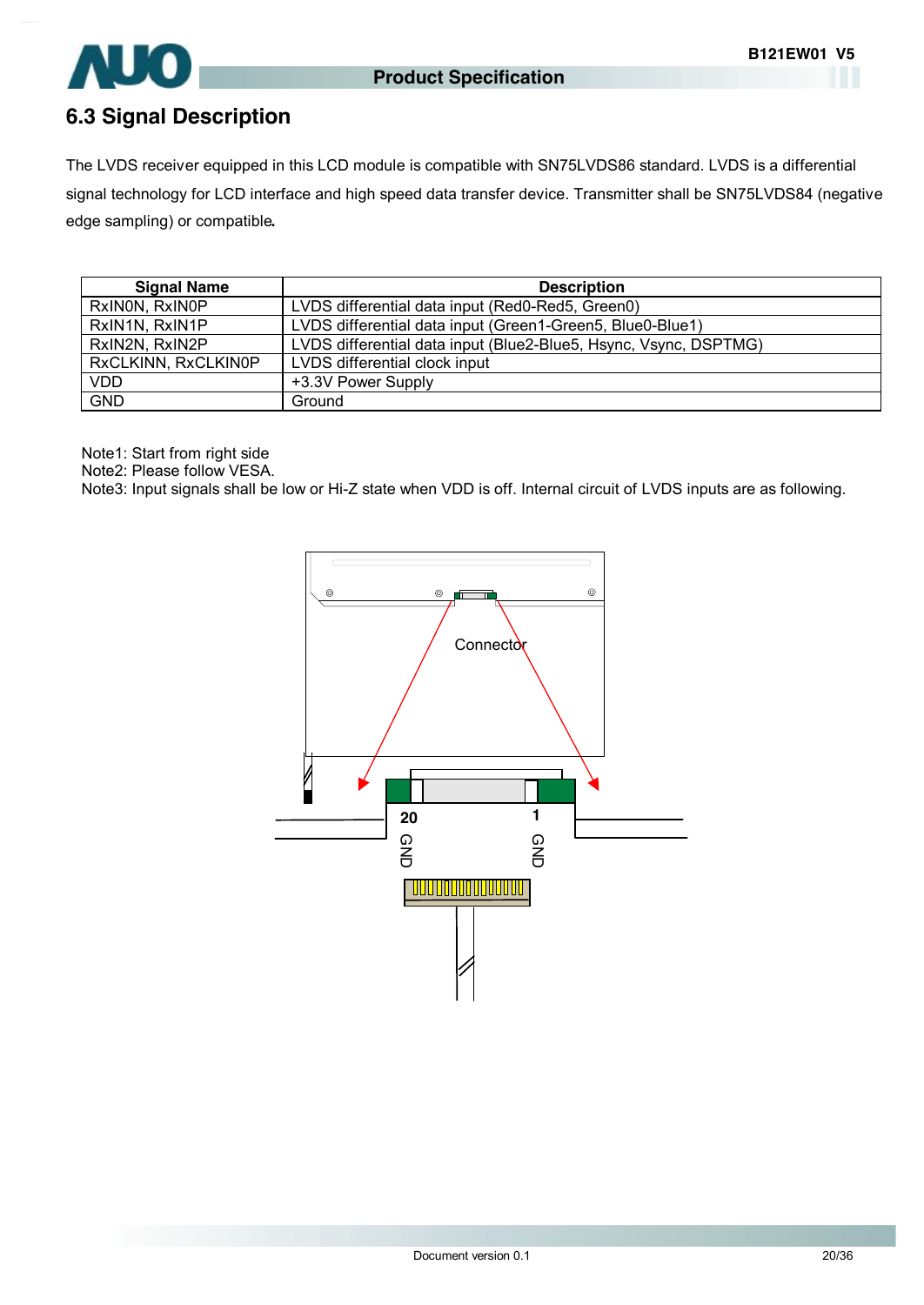## 6.3 Signal Description

The LVDS receiver equipped in this LCD module is compatible with SN75LVDS86 standard. LVDS is a differential signal technology for LCD interface and high speed data transfer device. Transmitter shall be SN75LVDS84 (negative edge sampling) or compatible.

| Signal Name | Description |
|---|---|
| RxIN0N, RxIN0P | LVDS differential data input (Red0-Red5, Green0) |
| RxIN1N, RxIN1P | LVDS differential data input (Green1-Green5, Blue0-Blue1) |
| RxIN2N, RxIN2P | LVDS differential data input (Blue2-Blue5, Hsync, Vsync, DSPTMG) |
| RxCLKINN, RxCLKIN0P | LVDS differential clock input |
| VDD | +3.3V Power Supply |
| GND | Ground |

Note1: Start from right side
Note2: Please follow VESA.
Note3: Input signals shall be low or Hi-Z state when VDD is off. Internal circuit of LVDS inputs are as following.

Connector

20 GND

1 GND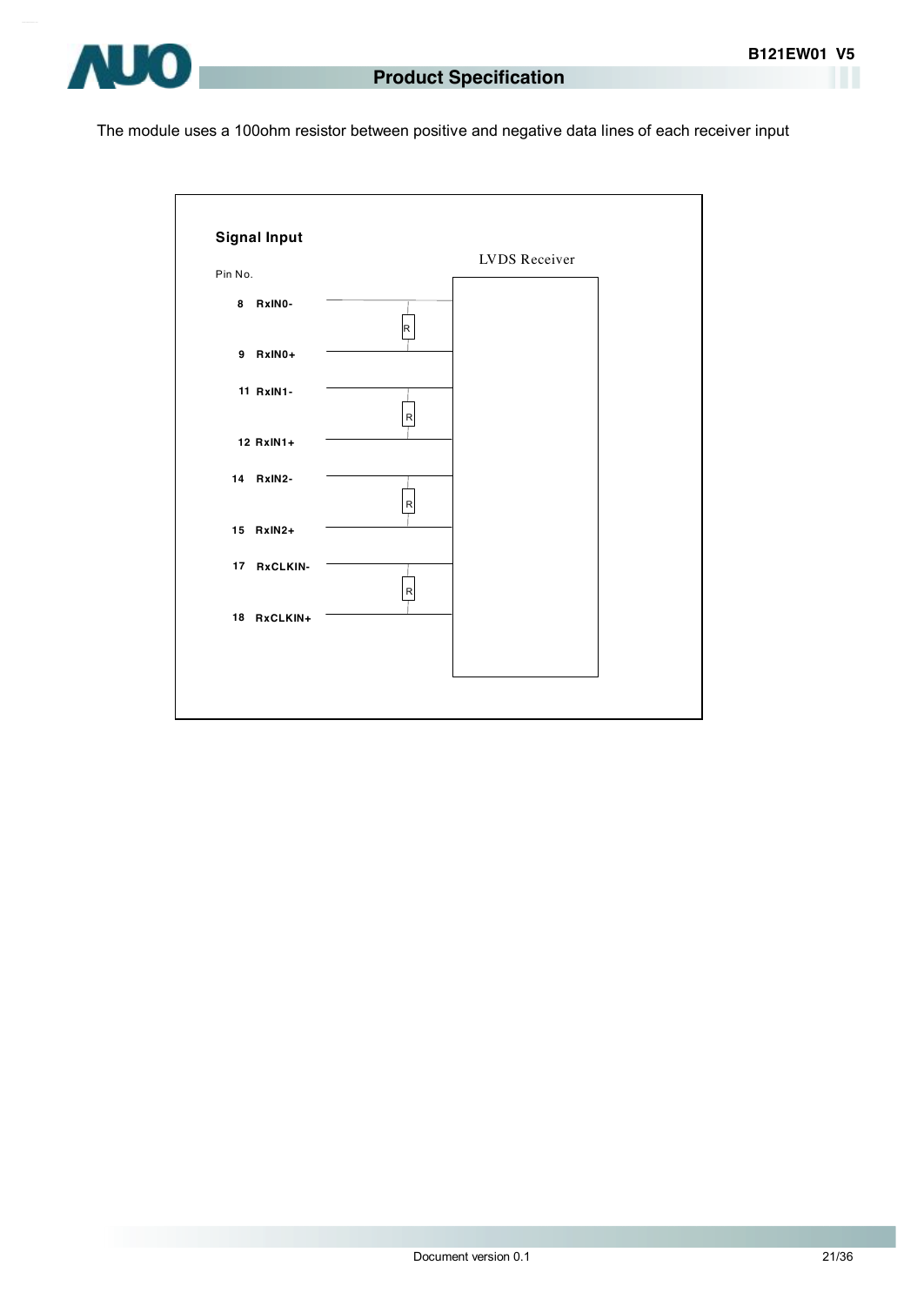The module uses a 100ohm resistor between positive and negative data lines of each receiver input

**Signal Input**

LVDS Receiver

| Pin No. | Signal |
|---|---|
| 8 | RxIN0- |
| 9 | RxIN0+ |
| 11 | RxIN1- |
| 12 | RxIN1+ |
| 14 | RxIN2- |
| 15 | RxIN2+ |
| 17 | RxCLKIN- |
| 18 | RxCLKIN+ |

R R R R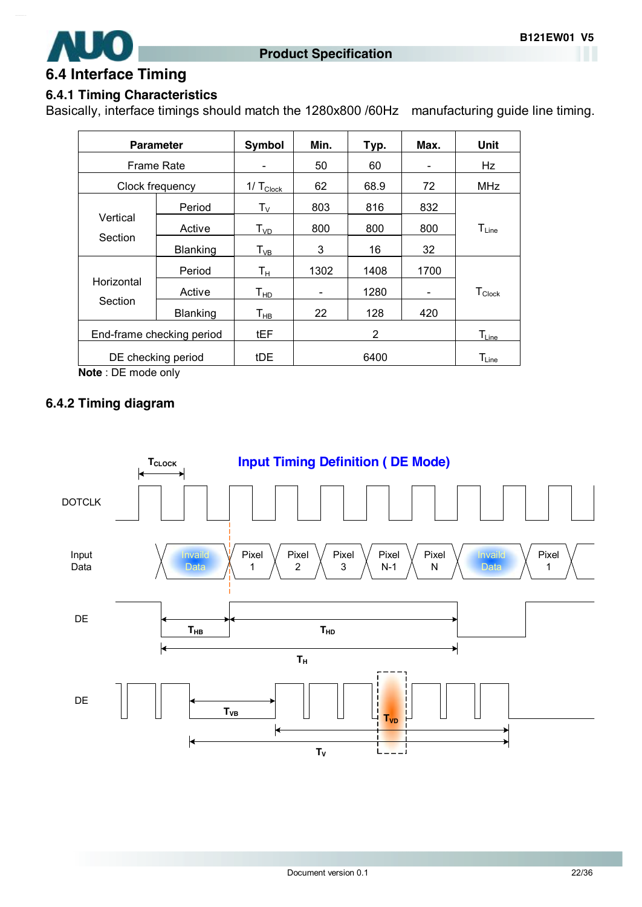## 6.4 Interface Timing

### 6.4.1 Timing Characteristics

Basically, interface timings should match the 1280x800 /60Hz manufacturing guide line timing.

| Parameter | | Symbol | Min. | Typ. | Max. | Unit |
|---|---|---|---|---|---|---|
| Frame Rate | | - | 50 | 60 | - | Hz |
| Clock frequency | | $1/T_{Clock}$ | 62 | 68.9 | 72 | MHz |
| Vertical Section | Period | $T_V$ | 803 | 816 | 832 | $T_{Line}$ |
| | Active | $T_{VD}$ | 800 | 800 | 800 | |
| | Blanking | $T_{VB}$ | 3 | 16 | 32 | |
| Horizontal Section | Period | $T_H$ | 1302 | 1408 | 1700 | $T_{Clock}$ |
| | Active | $T_{HD}$ | - | 1280 | - | |
| | Blanking | $T_{HB}$ | 22 | 128 | 420 | |
| End-frame checking period | | tEF | | 2 | | $T_{Line}$ |
| DE checking period | | tDE | | 6400 | | $T_{Line}$ |

**Note** : DE mode only

### 6.4.2 Timing diagram

Input Timing Definition ( DE Mode)

DOTCLK, Input Data (Invaild Data, Pixel 1, Pixel 2, Pixel 3, Pixel N-1, Pixel N, Invaild Data, Pixel 1), DE ($T_{CLOCK}$, $T_{HB}$, $T_{HD}$, $T_H$), DE ($T_{VB}$, $T_{VD}$, $T_V$)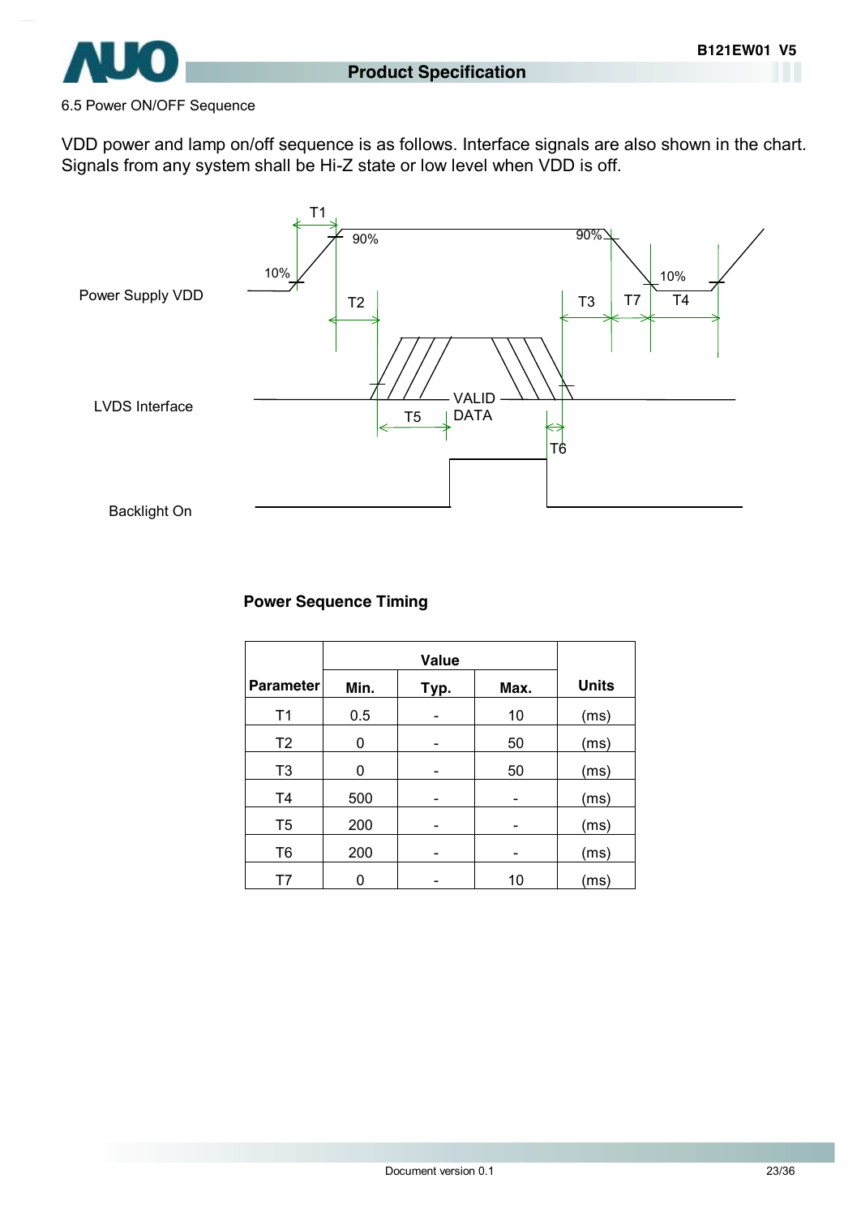6.5 Power ON/OFF Sequence

VDD power and lamp on/off sequence is as follows. Interface signals are also shown in the chart. Signals from any system shall be Hi-Z state or low level when VDD is off.

Power Supply VDD

LVDS Interface

Backlight On

T1 T2 T3 T4 T5 T6 T7 10% 90% 90% 10% VALID DATA

**Power Sequence Timing**

| Parameter | Value | | | Units |
|---|---|---|---|---|
| | Min. | Typ. | Max. | |
| T1 | 0.5 | - | 10 | (ms) |
| T2 | 0 | - | 50 | (ms) |
| T3 | 0 | - | 50 | (ms) |
| T4 | 500 | - | - | (ms) |
| T5 | 200 | - | - | (ms) |
| T6 | 200 | - | - | (ms) |
| T7 | 0 | - | 10 | (ms) |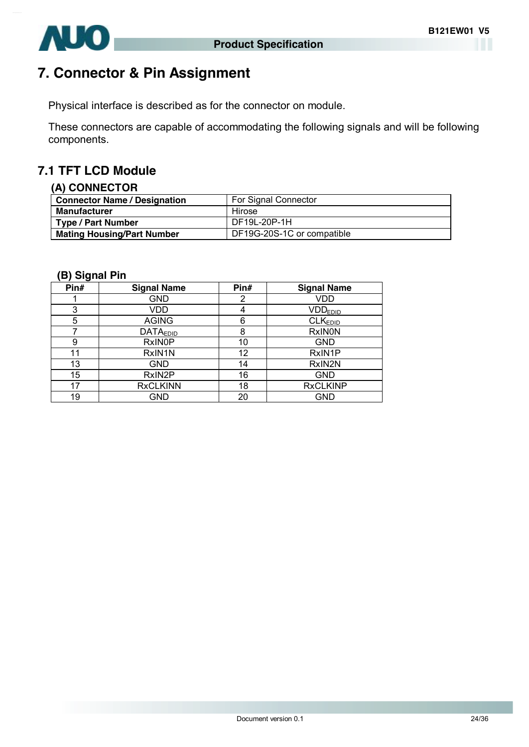# 7. Connector & Pin Assignment

Physical interface is described as for the connector on module.

These connectors are capable of accommodating the following signals and will be following components.

## 7.1 TFT LCD Module

### (A) CONNECTOR

| Connector Name / Designation | For Signal Connector |
|---|---|
| Manufacturer | Hirose |
| Type / Part Number | DF19L-20P-1H |
| Mating Housing/Part Number | DF19G-20S-1C or compatible |

### (B) Signal Pin

| Pin# | Signal Name | Pin# | Signal Name |
|---|---|---|---|
| 1 | GND | 2 | VDD |
| 3 | VDD | 4 | $VDD_{EDID}$ |
| 5 | AGING | 6 | $CLK_{EDID}$ |
| 7 | $DATA_{EDID}$ | 8 | RxIN0N |
| 9 | RxIN0P | 10 | GND |
| 11 | RxIN1N | 12 | RxIN1P |
| 13 | GND | 14 | RxIN2N |
| 15 | RxIN2P | 16 | GND |
| 17 | RxCLKINN | 18 | RxCLKINP |
| 19 | GND | 20 | GND |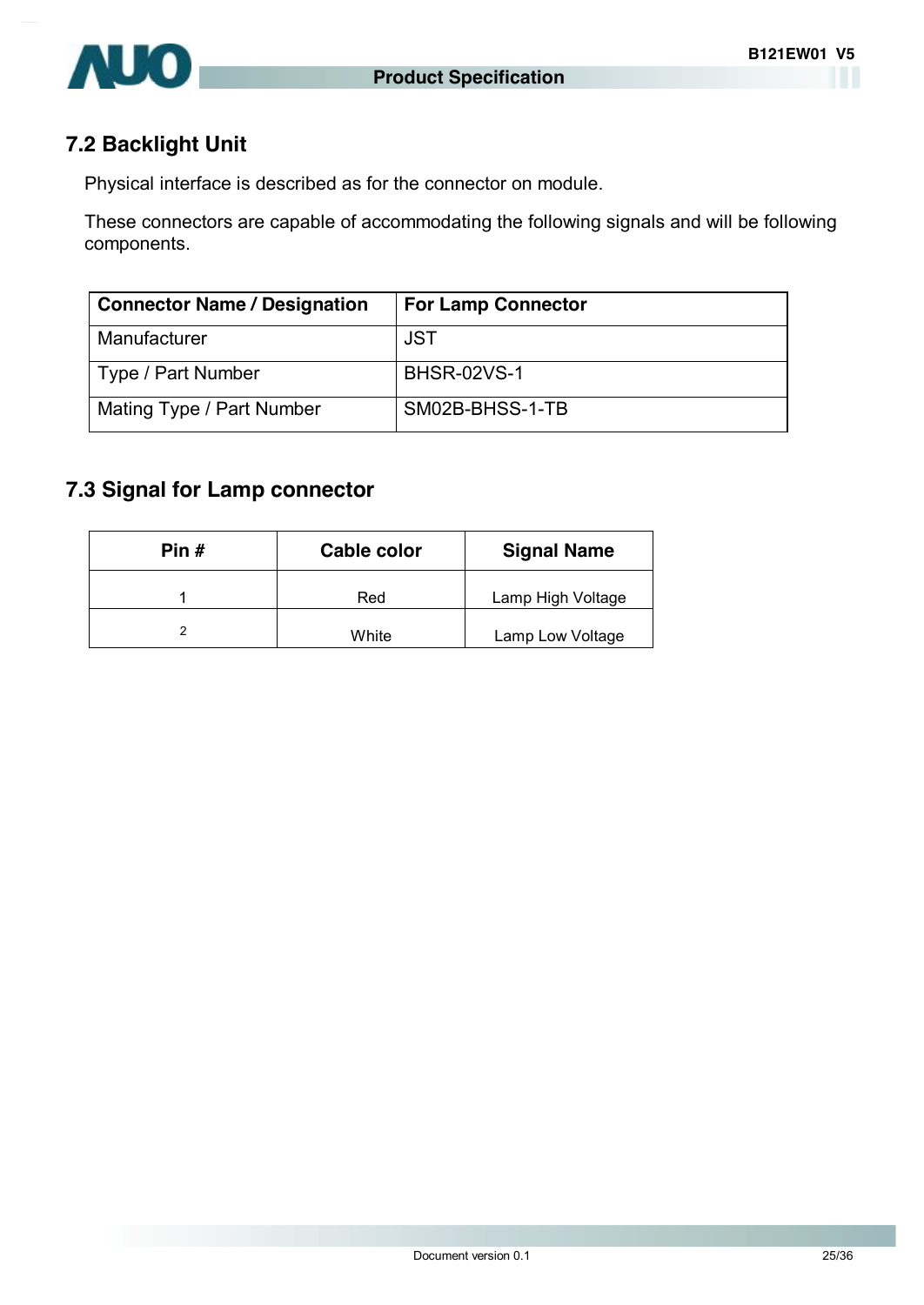## 7.2 Backlight Unit

Physical interface is described as for the connector on module.

These connectors are capable of accommodating the following signals and will be following components.

| Connector Name / Designation | For Lamp Connector |
| --- | --- |
| Manufacturer | JST |
| Type / Part Number | BHSR-02VS-1 |
| Mating Type / Part Number | SM02B-BHSS-1-TB |

## 7.3 Signal for Lamp connector

| Pin # | Cable color | Signal Name |
| --- | --- | --- |
| 1 | Red | Lamp High Voltage |
| 2 | White | Lamp Low Voltage |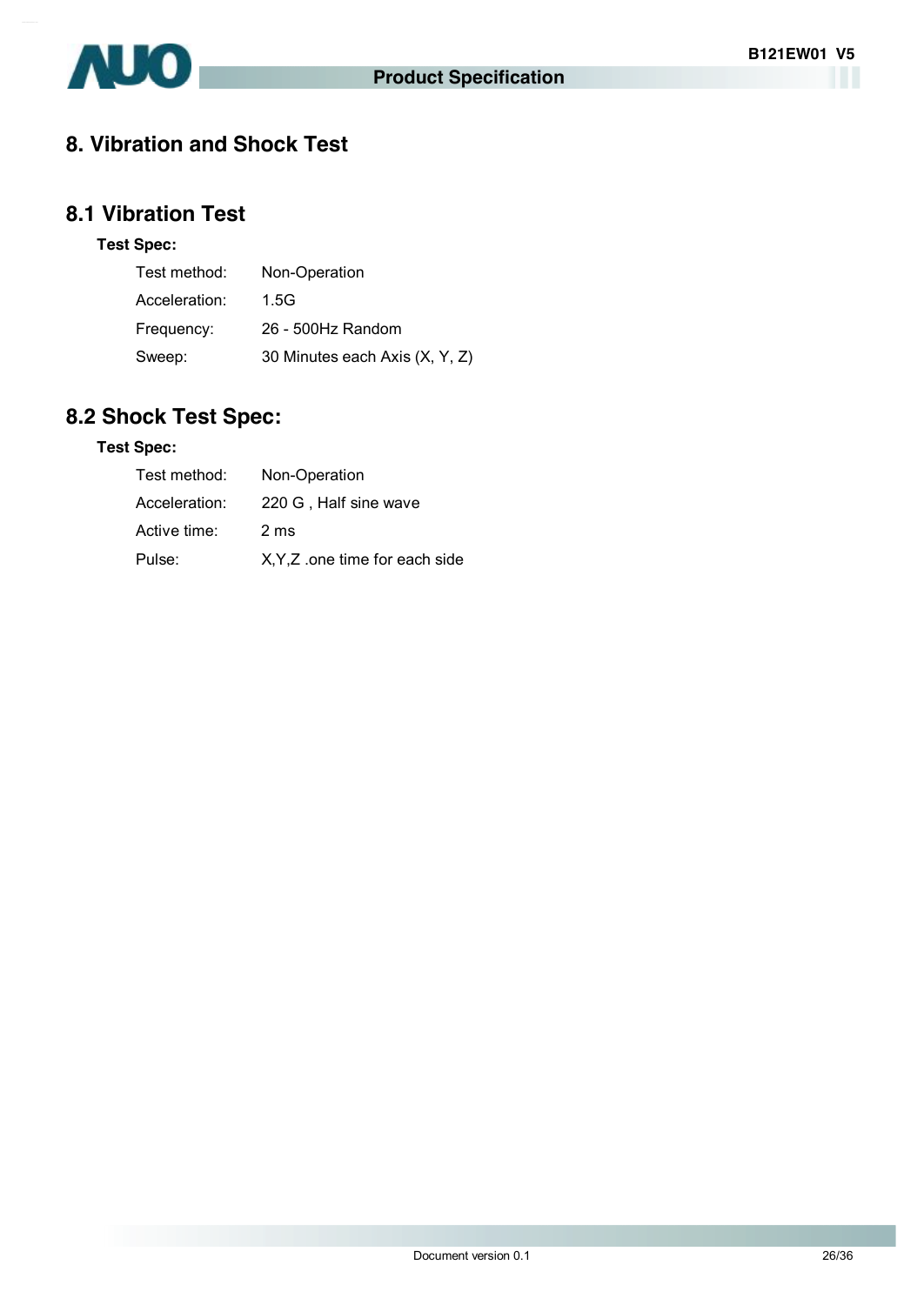# 8. Vibration and Shock Test

## 8.1 Vibration Test

**Test Spec:**

| | |
|---|---|
| Test method: | Non-Operation |
| Acceleration: | 1.5G |
| Frequency: | 26 - 500Hz Random |
| Sweep: | 30 Minutes each Axis (X, Y, Z) |

## 8.2 Shock Test Spec:

**Test Spec:**

| | |
|---|---|
| Test method: | Non-Operation |
| Acceleration: | 220 G , Half sine wave |
| Active time: | 2 ms |
| Pulse: | X,Y,Z .one time for each side |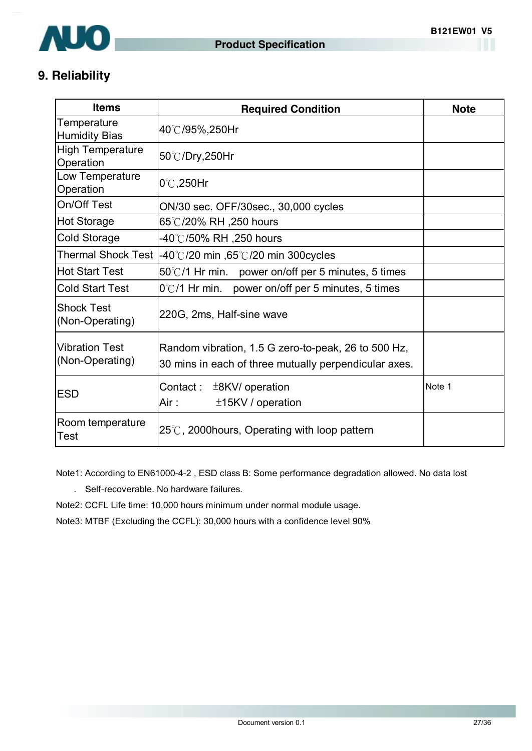# 9. Reliability

| Items | Required Condition | Note |
|---|---|---|
| Temperature Humidity Bias | 40℃/95%,250Hr | |
| High Temperature Operation | 50℃/Dry,250Hr | |
| Low Temperature Operation | 0℃,250Hr | |
| On/Off Test | ON/30 sec. OFF/30sec., 30,000 cycles | |
| Hot Storage | 65℃/20% RH ,250 hours | |
| Cold Storage | -40℃/50% RH ,250 hours | |
| Thermal Shock Test | -40℃/20 min ,65℃/20 min 300cycles | |
| Hot Start Test | 50℃/1 Hr min. power on/off per 5 minutes, 5 times | |
| Cold Start Test | 0℃/1 Hr min. power on/off per 5 minutes, 5 times | |
| Shock Test (Non-Operating) | 220G, 2ms, Half-sine wave | |
| Vibration Test (Non-Operating) | Random vibration, 1.5 G zero-to-peak, 26 to 500 Hz, 30 mins in each of three mutually perpendicular axes. | |
| ESD | Contact : ±8KV/ operation<br>Air : ±15KV / operation | Note 1 |
| Room temperature Test | 25℃, 2000hours, Operating with loop pattern | |

Note1: According to EN61000-4-2 , ESD class B: Some performance degradation allowed. No data lost . Self-recoverable. No hardware failures.

Note2: CCFL Life time: 10,000 hours minimum under normal module usage.

Note3: MTBF (Excluding the CCFL): 30,000 hours with a confidence level 90%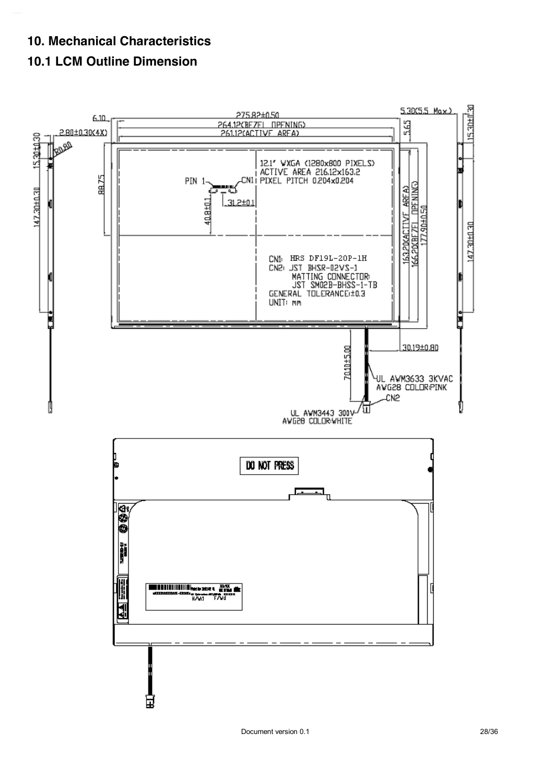## 10. Mechanical Characteristics

### 10.1 LCM Outline Dimension

12.1" WXGA (1280x800 PIXELS)
ACTIVE AREA 216.12x163.2
PIXEL PITCH 0.204x0.204

CN1: HRS DF19L-20P-1H
CN2: JST BHSR-02VS-1
MATTING CONNECTOR: JST SM02B-BHSS-1-TB
GENERAL TOLERANCE: ±0.3
UNIT: mm

275.82±0.50
264.12(BEZEL OPENING)
261.12(ACTIVE AREA)
6.10
2.80±0.30(4X)
R0.80
15.20±0.30
147.30±0.30
88.75
PIN 1
CN1
40.8±0.1
31.2±0.1
5.30(5.5 Max.)
5.65
163.20(ACTIVE AREA)
166.20(BEZEL OPENING)
177.90±0.50
15.30±0.30
147.30±0.30
30.19±0.80
70.10±5.00
UL AWM3633 3KVAC AWG28 COLOR:PINK
CN2
UL AWM3443 300V AWG28 COLOR:WHITE

DO NOT PRESS

H/W:1 F/W:1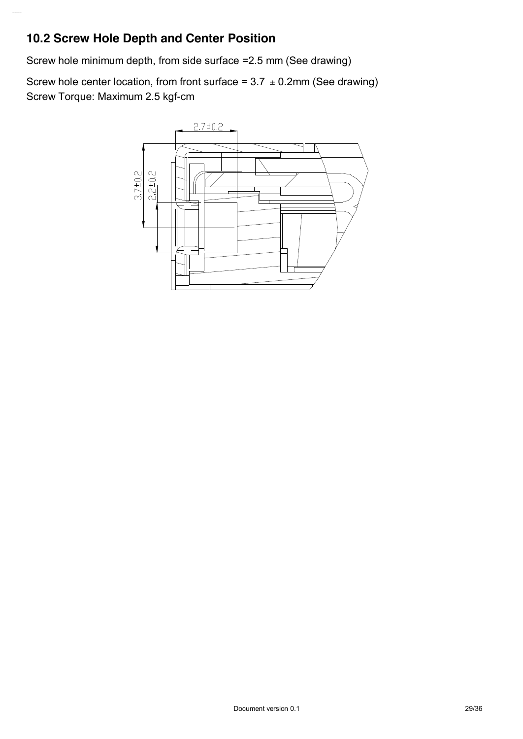## 10.2 Screw Hole Depth and Center Position

Screw hole minimum depth, from side surface =2.5 mm (See drawing)

Screw hole center location, from front surface = 3.7 ± 0.2mm (See drawing)
Screw Torque: Maximum 2.5 kgf-cm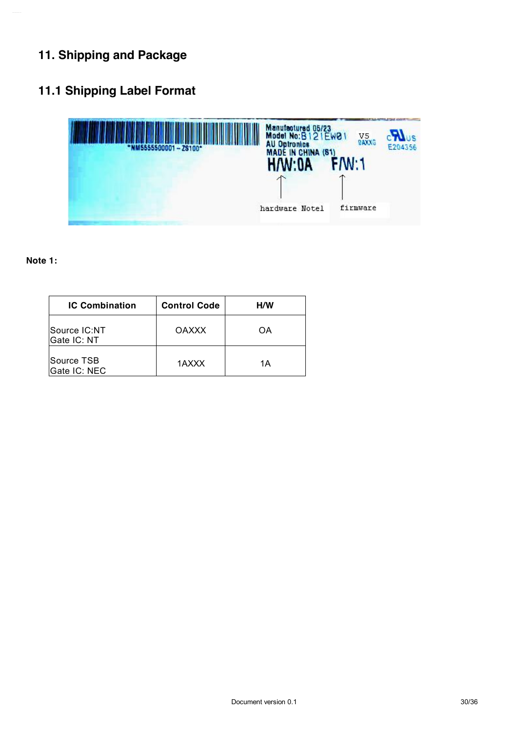# 11. Shipping and Package

## 11.1 Shipping Label Format

*NM5555500001 – ZS100*

Manufactured 05/23
Model No: B121EW01 V5
AU Optronics 0AXXG
MADE IN CHINA (S1)
H/W:0A F/W:1

hardware Note1 firmware

**Note 1:**

| IC Combination | Control Code | H/W |
|---|---|---|
| Source IC:NT<br>Gate IC: NT | OAXXX | OA |
| Source TSB<br>Gate IC: NEC | 1AXXX | 1A |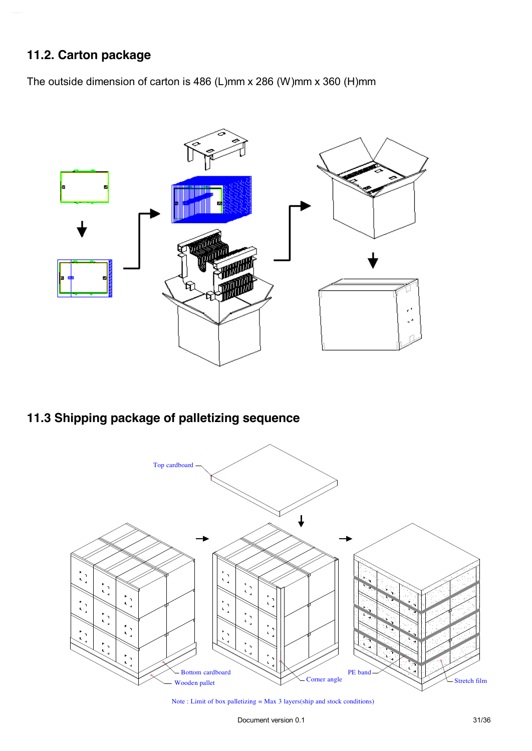## 11.2. Carton package

The outside dimension of carton is 486 (L)mm x 286 (W)mm x 360 (H)mm

## 11.3 Shipping package of palletizing sequence

Top cardboard

Bottom cardboard

Wooden pallet

Corner angle

PE band

Stretch film

Note : Limit of box palletizing = Max 3 layers(ship and stock conditions)

Document version 0.1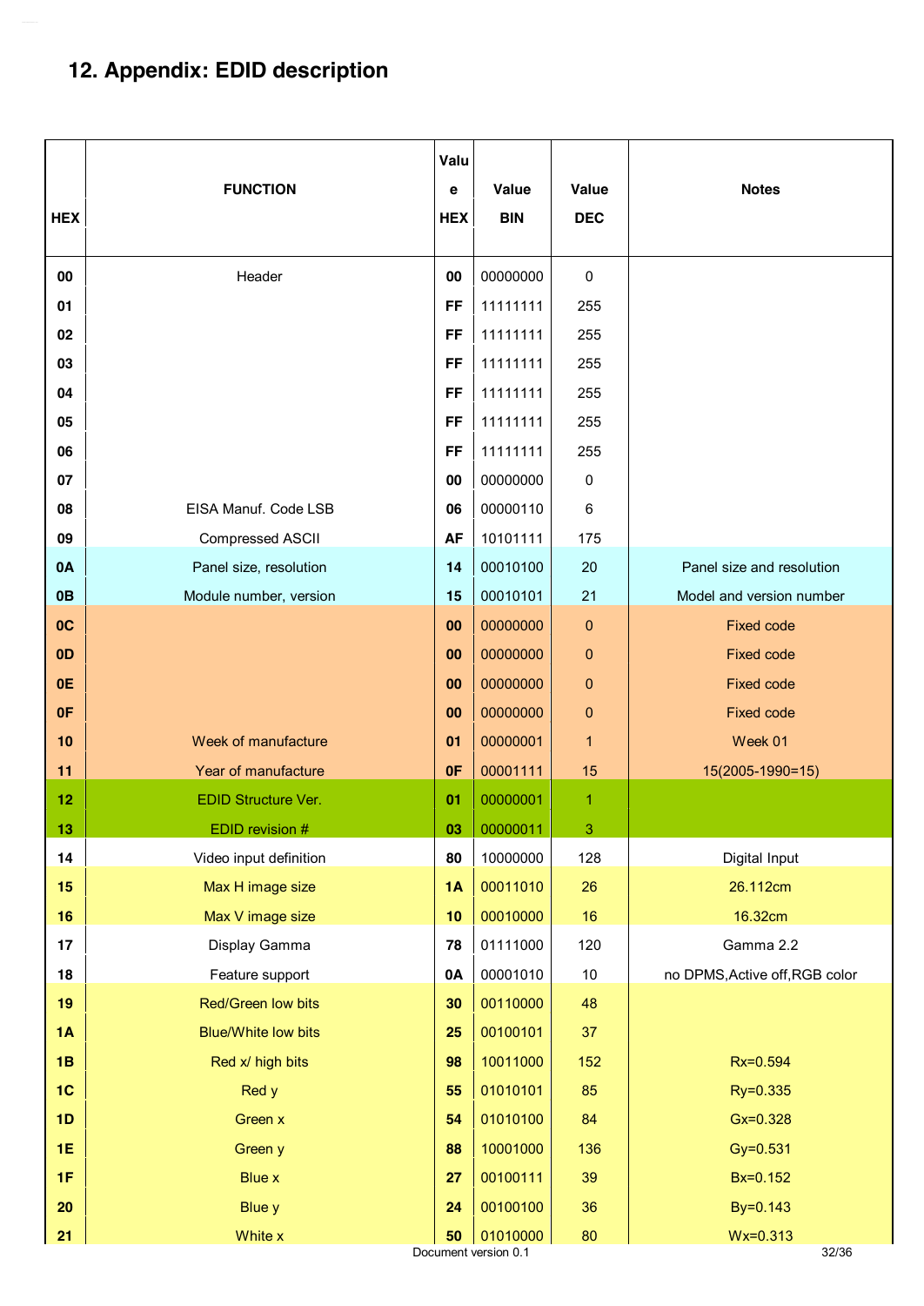# 12. Appendix: EDID description

| HEX | FUNCTION | Value HEX | Value BIN | Value DEC | Notes |
|---|---|---|---|---|---|
| 00 | Header | 00 | 00000000 | 0 | |
| 01 | | FF | 11111111 | 255 | |
| 02 | | FF | 11111111 | 255 | |
| 03 | | FF | 11111111 | 255 | |
| 04 | | FF | 11111111 | 255 | |
| 05 | | FF | 11111111 | 255 | |
| 06 | | FF | 11111111 | 255 | |
| 07 | | 00 | 00000000 | 0 | |
| 08 | EISA Manuf. Code LSB | 06 | 00000110 | 6 | |
| 09 | Compressed ASCII | AF | 10101111 | 175 | |
| 0A | Panel size, resolution | 14 | 00010100 | 20 | Panel size and resolution |
| 0B | Module number, version | 15 | 00010101 | 21 | Model and version number |
| 0C | | 00 | 00000000 | 0 | Fixed code |
| 0D | | 00 | 00000000 | 0 | Fixed code |
| 0E | | 00 | 00000000 | 0 | Fixed code |
| 0F | | 00 | 00000000 | 0 | Fixed code |
| 10 | Week of manufacture | 01 | 00000001 | 1 | Week 01 |
| 11 | Year of manufacture | 0F | 00001111 | 15 | 15(2005-1990=15) |
| 12 | EDID Structure Ver. | 01 | 00000001 | 1 | |
| 13 | EDID revision # | 03 | 00000011 | 3 | |
| 14 | Video input definition | 80 | 10000000 | 128 | Digital Input |
| 15 | Max H image size | 1A | 00011010 | 26 | 26.112cm |
| 16 | Max V image size | 10 | 00010000 | 16 | 16.32cm |
| 17 | Display Gamma | 78 | 01111000 | 120 | Gamma 2.2 |
| 18 | Feature support | 0A | 00001010 | 10 | no DPMS,Active off,RGB color |
| 19 | Red/Green low bits | 30 | 00110000 | 48 | |
| 1A | Blue/White low bits | 25 | 00100101 | 37 | |
| 1B | Red x/ high bits | 98 | 10011000 | 152 | Rx=0.594 |
| 1C | Red y | 55 | 01010101 | 85 | Ry=0.335 |
| 1D | Green x | 54 | 01010100 | 84 | Gx=0.328 |
| 1E | Green y | 88 | 10001000 | 136 | Gy=0.531 |
| 1F | Blue x | 27 | 00100111 | 39 | Bx=0.152 |
| 20 | Blue y | 24 | 00100100 | 36 | By=0.143 |
| 21 | White x | 50 | 01010000 | 80 | Wx=0.313 |

Document version 0.1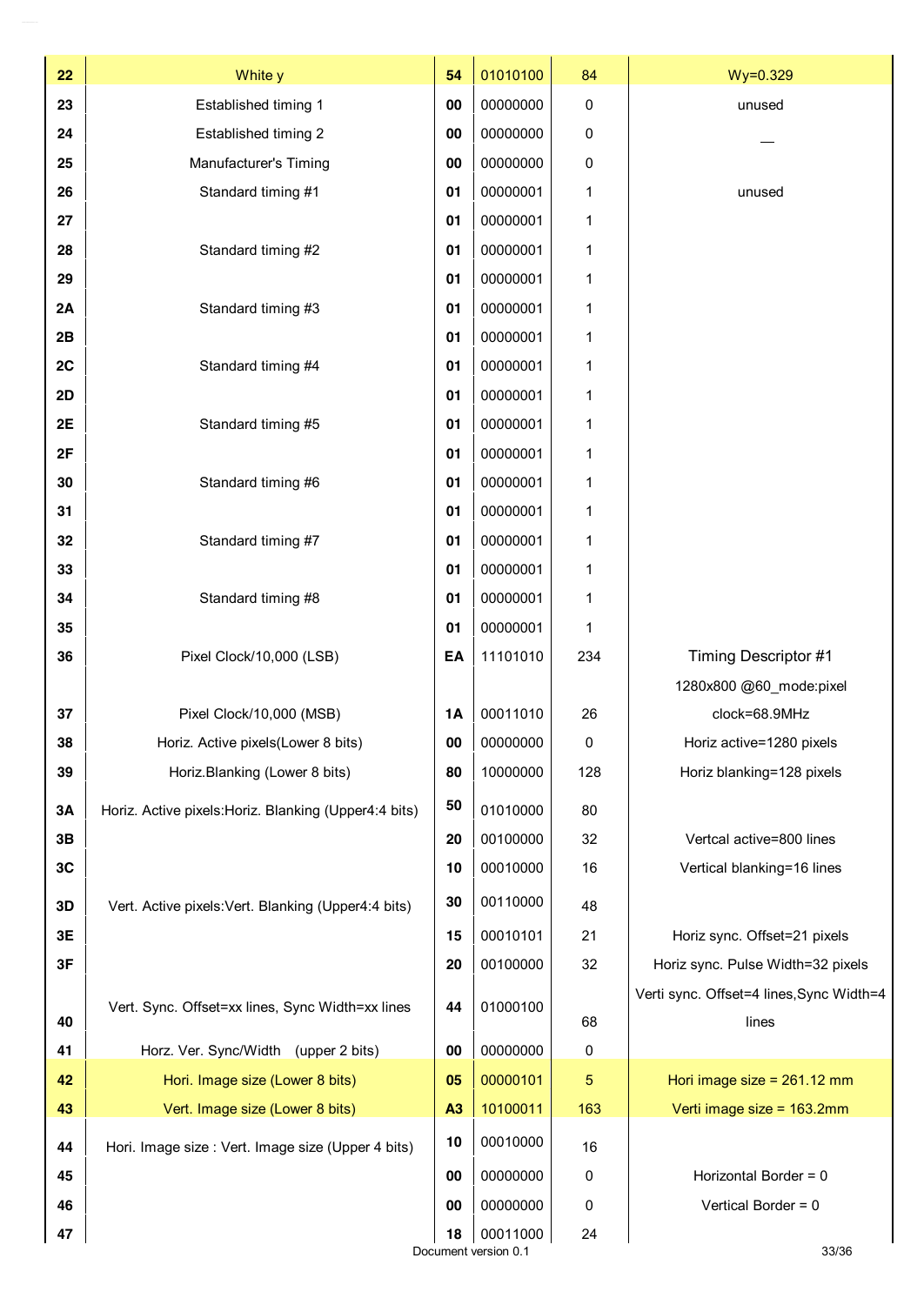| | | | | | |
|---|---|---|---|---|---|
| **22** | White y | **54** | 01010100 | 84 | Wy=0.329 |
| **23** | Established timing 1 | **00** | 00000000 | 0 | unused |
| **24** | Established timing 2 | **00** | 00000000 | 0 | — |
| **25** | Manufacturer's Timing | **00** | 00000000 | 0 | |
| **26** | Standard timing #1 | **01** | 00000001 | 1 | unused |
| **27** | | **01** | 00000001 | 1 | |
| **28** | Standard timing #2 | **01** | 00000001 | 1 | |
| **29** | | **01** | 00000001 | 1 | |
| **2A** | Standard timing #3 | **01** | 00000001 | 1 | |
| **2B** | | **01** | 00000001 | 1 | |
| **2C** | Standard timing #4 | **01** | 00000001 | 1 | |
| **2D** | | **01** | 00000001 | 1 | |
| **2E** | Standard timing #5 | **01** | 00000001 | 1 | |
| **2F** | | **01** | 00000001 | 1 | |
| **30** | Standard timing #6 | **01** | 00000001 | 1 | |
| **31** | | **01** | 00000001 | 1 | |
| **32** | Standard timing #7 | **01** | 00000001 | 1 | |
| **33** | | **01** | 00000001 | 1 | |
| **34** | Standard timing #8 | **01** | 00000001 | 1 | |
| **35** | | **01** | 00000001 | 1 | |
| **36** | Pixel Clock/10,000 (LSB) | **EA** | 11101010 | 234 | Timing Descriptor #1 1280x800 @60_mode:pixel |
| **37** | Pixel Clock/10,000 (MSB) | **1A** | 00011010 | 26 | clock=68.9MHz |
| **38** | Horiz. Active pixels(Lower 8 bits) | **00** | 00000000 | 0 | Horiz active=1280 pixels |
| **39** | Horiz.Blanking (Lower 8 bits) | **80** | 10000000 | 128 | Horiz blanking=128 pixels |
| **3A** | Horiz. Active pixels:Horiz. Blanking (Upper4:4 bits) | **50** | 01010000 | 80 | |
| **3B** | | **20** | 00100000 | 32 | Vertcal active=800 lines |
| **3C** | | **10** | 00010000 | 16 | Vertical blanking=16 lines |
| **3D** | Vert. Active pixels:Vert. Blanking (Upper4:4 bits) | **30** | 00110000 | 48 | |
| **3E** | | **15** | 00010101 | 21 | Horiz sync. Offset=21 pixels |
| **3F** | | **20** | 00100000 | 32 | Horiz sync. Pulse Width=32 pixels |
| **40** | Vert. Sync. Offset=xx lines, Sync Width=xx lines | **44** | 01000100 | 68 | Verti sync. Offset=4 lines,Sync Width=4 lines |
| **41** | Horz. Ver. Sync/Width (upper 2 bits) | **00** | 00000000 | 0 | |
| **42** | Hori. Image size (Lower 8 bits) | **05** | 00000101 | 5 | Hori image size = 261.12 mm |
| **43** | Vert. Image size (Lower 8 bits) | **A3** | 10100011 | 163 | Verti image size = 163.2mm |
| **44** | Hori. Image size : Vert. Image size (Upper 4 bits) | **10** | 00010000 | 16 | |
| **45** | | **00** | 00000000 | 0 | Horizontal Border = 0 |
| **46** | | **00** | 00000000 | 0 | Vertical Border = 0 |
| **47** | | **18** | 00011000 | 24 | |

Document version 0.1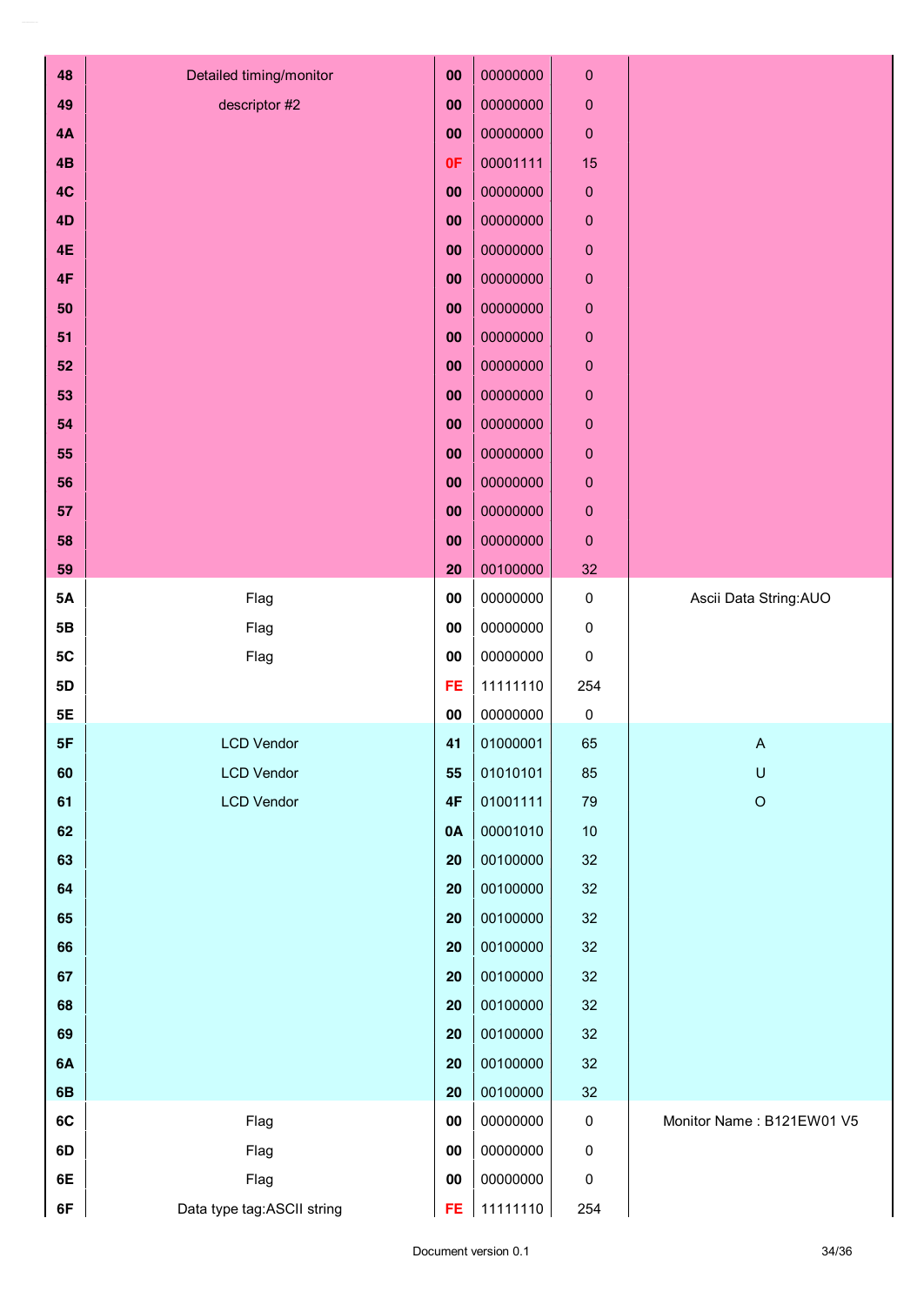| | | | | | |
|---|---|---|---|---|---|
| 48 | Detailed timing/monitor | 00 | 00000000 | 0 | |
| 49 | descriptor #2 | 00 | 00000000 | 0 | |
| 4A | | 00 | 00000000 | 0 | |
| 4B | | 0F | 00001111 | 15 | |
| 4C | | 00 | 00000000 | 0 | |
| 4D | | 00 | 00000000 | 0 | |
| 4E | | 00 | 00000000 | 0 | |
| 4F | | 00 | 00000000 | 0 | |
| 50 | | 00 | 00000000 | 0 | |
| 51 | | 00 | 00000000 | 0 | |
| 52 | | 00 | 00000000 | 0 | |
| 53 | | 00 | 00000000 | 0 | |
| 54 | | 00 | 00000000 | 0 | |
| 55 | | 00 | 00000000 | 0 | |
| 56 | | 00 | 00000000 | 0 | |
| 57 | | 00 | 00000000 | 0 | |
| 58 | | 00 | 00000000 | 0 | |
| 59 | | 20 | 00100000 | 32 | |
| 5A | Flag | 00 | 00000000 | 0 | Ascii Data String:AUO |
| 5B | Flag | 00 | 00000000 | 0 | |
| 5C | Flag | 00 | 00000000 | 0 | |
| 5D | | FE | 11111110 | 254 | |
| 5E | | 00 | 00000000 | 0 | |
| 5F | LCD Vendor | 41 | 01000001 | 65 | A |
| 60 | LCD Vendor | 55 | 01010101 | 85 | U |
| 61 | LCD Vendor | 4F | 01001111 | 79 | O |
| 62 | | 0A | 00001010 | 10 | |
| 63 | | 20 | 00100000 | 32 | |
| 64 | | 20 | 00100000 | 32 | |
| 65 | | 20 | 00100000 | 32 | |
| 66 | | 20 | 00100000 | 32 | |
| 67 | | 20 | 00100000 | 32 | |
| 68 | | 20 | 00100000 | 32 | |
| 69 | | 20 | 00100000 | 32 | |
| 6A | | 20 | 00100000 | 32 | |
| 6B | | 20 | 00100000 | 32 | |
| 6C | Flag | 00 | 00000000 | 0 | Monitor Name : B121EW01 V5 |
| 6D | Flag | 00 | 00000000 | 0 | |
| 6E | Flag | 00 | 00000000 | 0 | |
| 6F | Data type tag:ASCII string | FE | 11111110 | 254 | |

Document version 0.1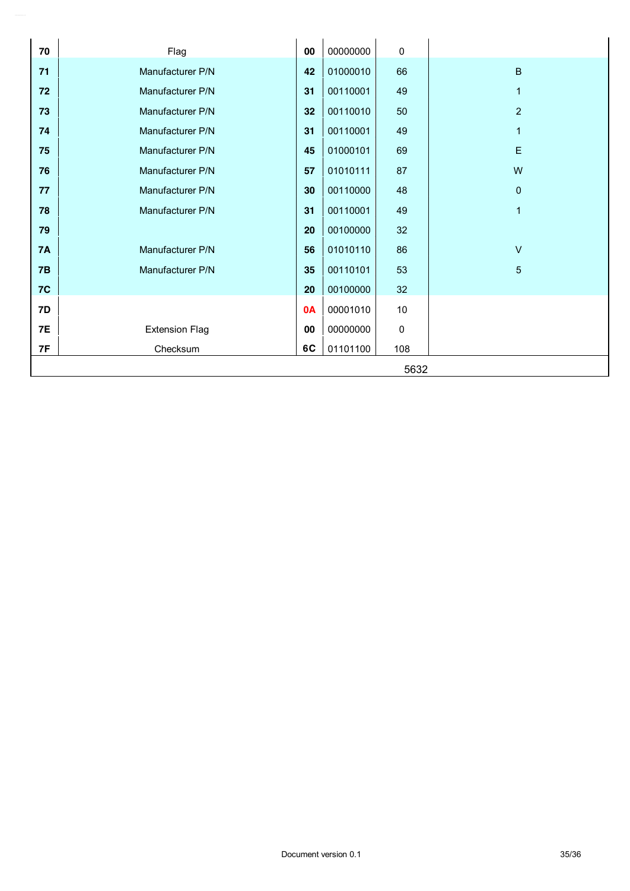| | | | | | |
|---|---|---|---|---|---|
| **70** | Flag | **00** | 00000000 | 0 | |
| **71** | Manufacturer P/N | **42** | 01000010 | 66 | B |
| **72** | Manufacturer P/N | **31** | 00110001 | 49 | 1 |
| **73** | Manufacturer P/N | **32** | 00110010 | 50 | 2 |
| **74** | Manufacturer P/N | **31** | 00110001 | 49 | 1 |
| **75** | Manufacturer P/N | **45** | 01000101 | 69 | E |
| **76** | Manufacturer P/N | **57** | 01010111 | 87 | W |
| **77** | Manufacturer P/N | **30** | 00110000 | 48 | 0 |
| **78** | Manufacturer P/N | **31** | 00110001 | 49 | 1 |
| **79** | | **20** | 00100000 | 32 | |
| **7A** | Manufacturer P/N | **56** | 01010110 | 86 | V |
| **7B** | Manufacturer P/N | **35** | 00110101 | 53 | 5 |
| **7C** | | **20** | 00100000 | 32 | |
| **7D** | | **0A** | 00001010 | 10 | |
| **7E** | Extension Flag | **00** | 00000000 | 0 | |
| **7F** | Checksum | **6C** | 01101100 | 108 | |
| | | | | 5632 | |